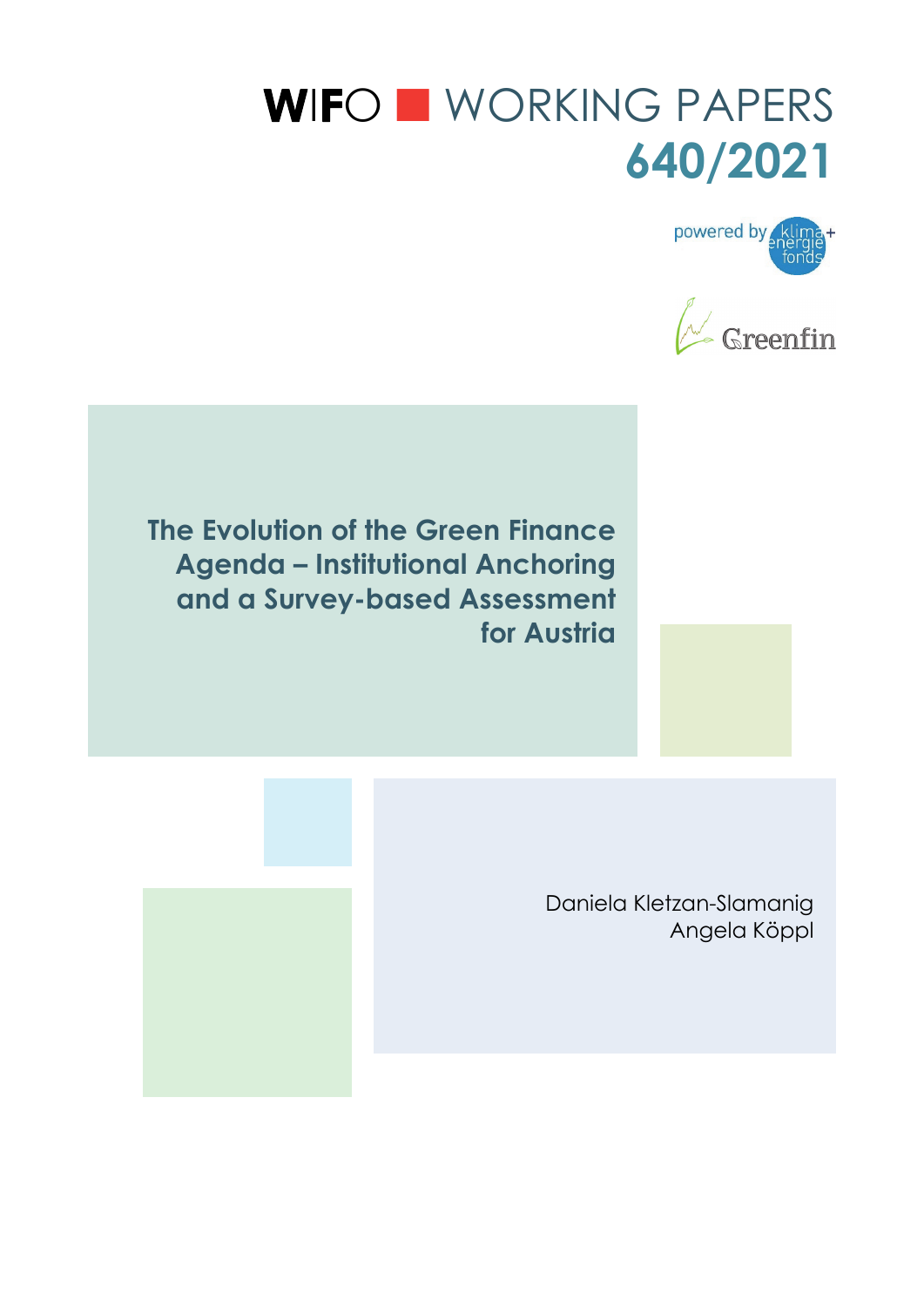WIFO ■ WORKING PAPERS

640/2021

powered by klima+ energie fonds

Greenfin

# The Evolution of the Green Finance Agenda – Institutional Anchoring and a Survey-based Assessment for Austria

Daniela Kletzan-Slamanig
Angela Köppl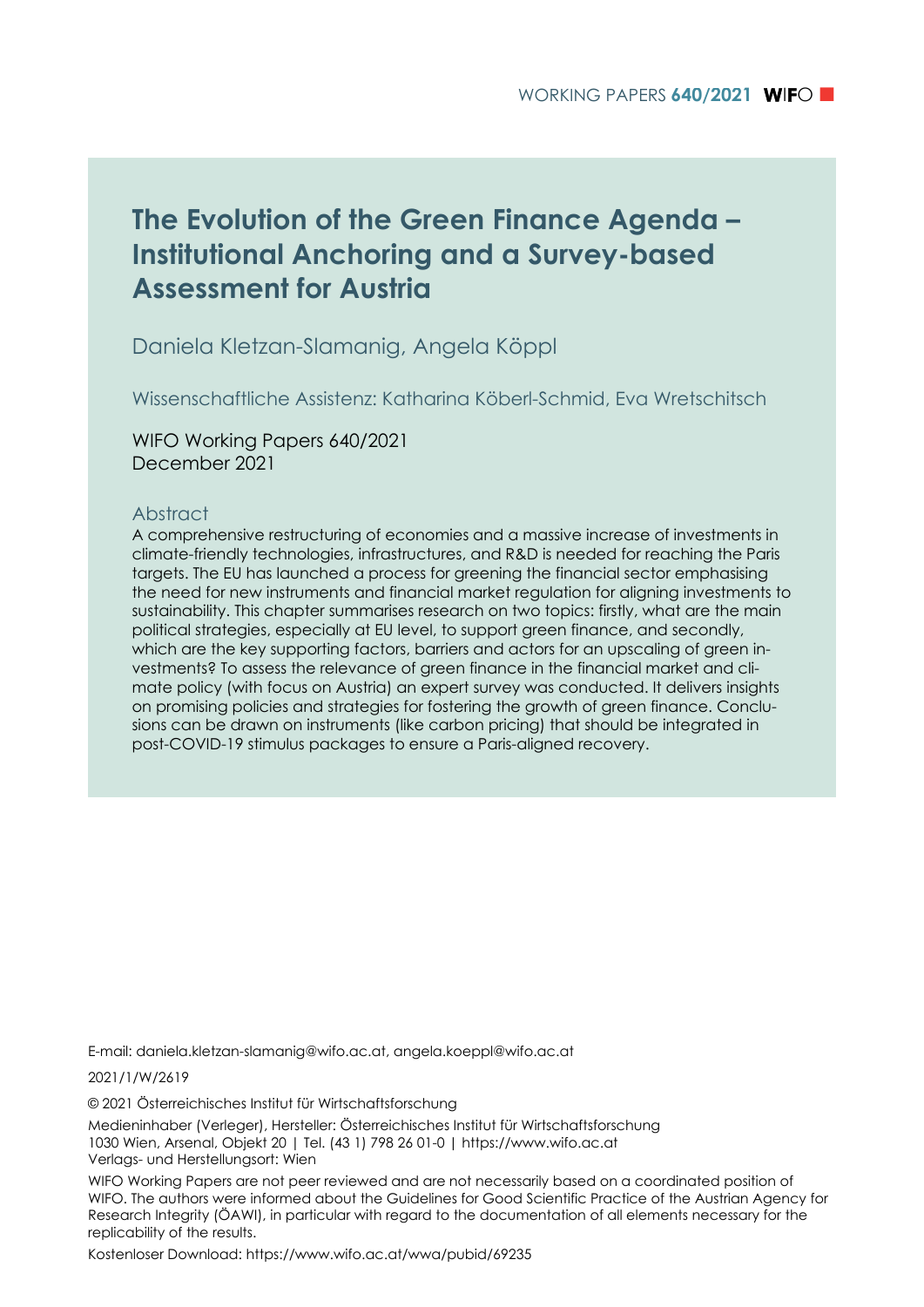# The Evolution of the Green Finance Agenda – Institutional Anchoring and a Survey-based Assessment for Austria

Daniela Kletzan-Slamanig, Angela Köppl

Wissenschaftliche Assistenz: Katharina Köberl-Schmid, Eva Wretschitsch

WIFO Working Papers 640/2021
December 2021

## Abstract

A comprehensive restructuring of economies and a massive increase of investments in climate-friendly technologies, infrastructures, and R&D is needed for reaching the Paris targets. The EU has launched a process for greening the financial sector emphasising the need for new instruments and financial market regulation for aligning investments to sustainability. This chapter summarises research on two topics: firstly, what are the main political strategies, especially at EU level, to support green finance, and secondly, which are the key supporting factors, barriers and actors for an upscaling of green investments? To assess the relevance of green finance in the financial market and climate policy (with focus on Austria) an expert survey was conducted. It delivers insights on promising policies and strategies for fostering the growth of green finance. Conclusions can be drawn on instruments (like carbon pricing) that should be integrated in post-COVID-19 stimulus packages to ensure a Paris-aligned recovery.

E-mail: daniela.kletzan-slamanig@wifo.ac.at, angela.koeppl@wifo.ac.at

2021/1/W/2619

© 2021 Österreichisches Institut für Wirtschaftsforschung

Medieninhaber (Verleger), Hersteller: Österreichisches Institut für Wirtschaftsforschung
1030 Wien, Arsenal, Objekt 20 | Tel. (43 1) 798 26 01-0 | https://www.wifo.ac.at
Verlags- und Herstellungsort: Wien

WIFO Working Papers are not peer reviewed and are not necessarily based on a coordinated position of WIFO. The authors were informed about the Guidelines for Good Scientific Practice of the Austrian Agency for Research Integrity (ÖAWI), in particular with regard to the documentation of all elements necessary for the replicability of the results.

Kostenloser Download: https://www.wifo.ac.at/wwa/pubid/69235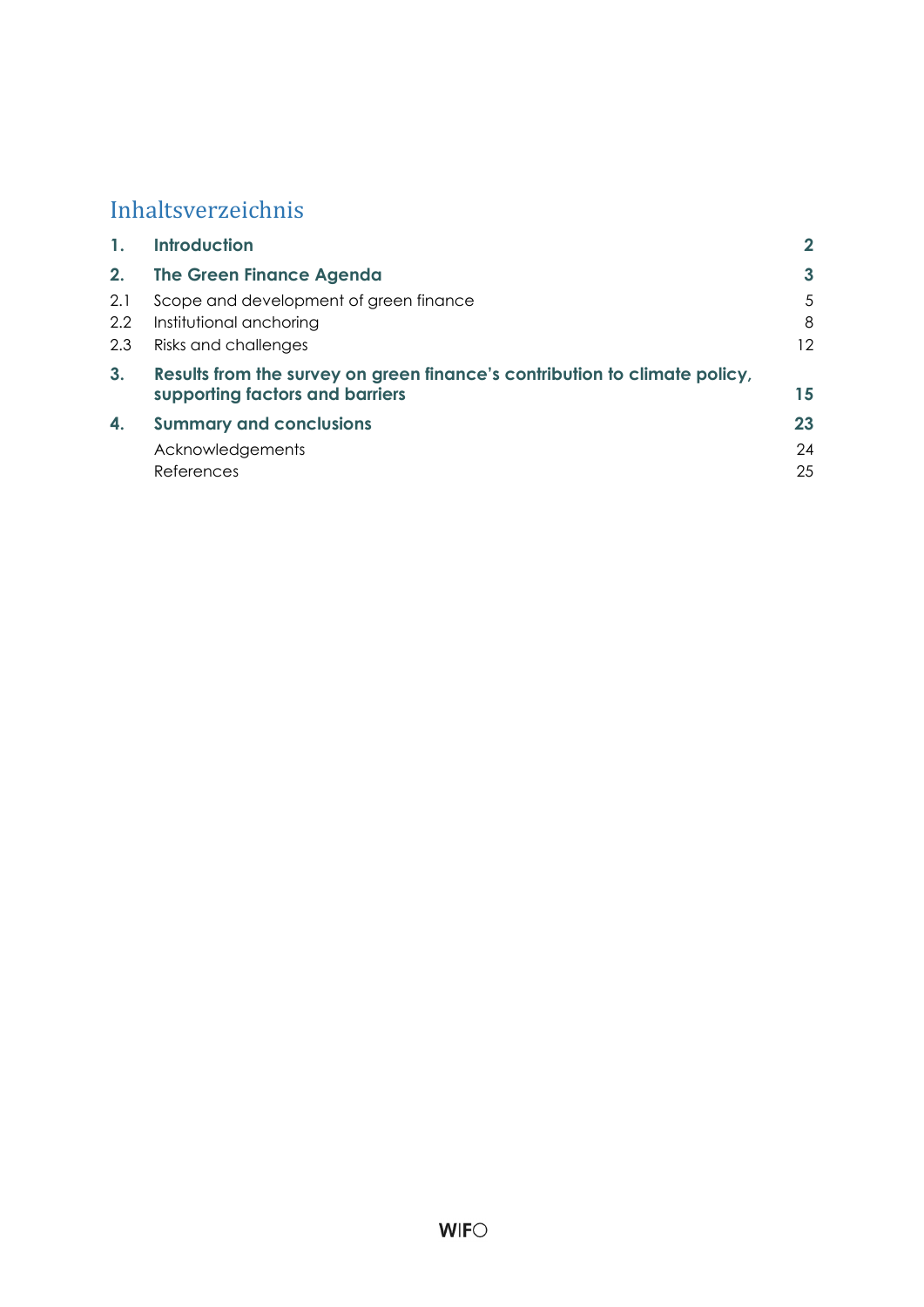# Inhaltsverzeichnis

| | | |
|---|---|---|
| **1.** | **Introduction** | **2** |
| **2.** | **The Green Finance Agenda** | **3** |
| 2.1 | Scope and development of green finance | 5 |
| 2.2 | Institutional anchoring | 8 |
| 2.3 | Risks and challenges | 12 |
| **3.** | **Results from the survey on green finance's contribution to climate policy, supporting factors and barriers** | **15** |
| **4.** | **Summary and conclusions** | **23** |
| | Acknowledgements | 24 |
| | References | 25 |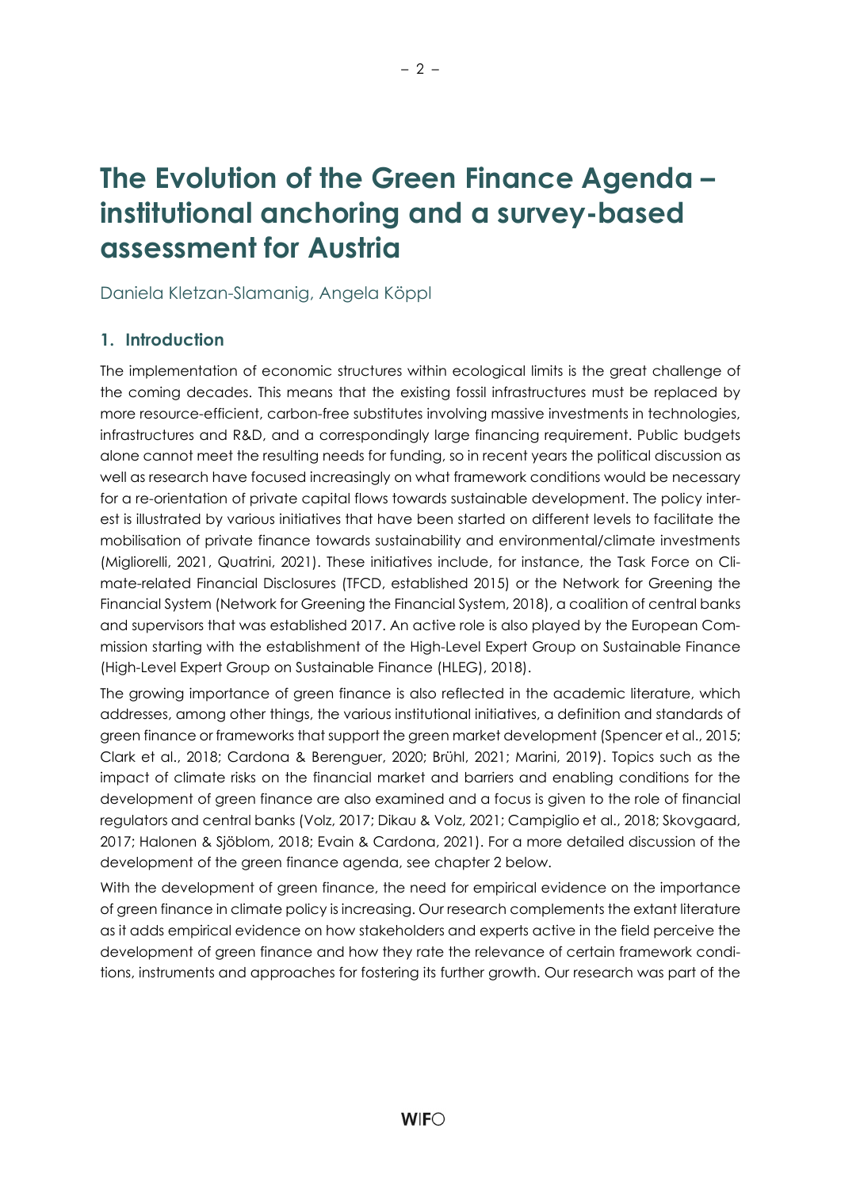# The Evolution of the Green Finance Agenda – institutional anchoring and a survey-based assessment for Austria

Daniela Kletzan-Slamanig, Angela Köppl

## 1. Introduction

The implementation of economic structures within ecological limits is the great challenge of the coming decades. This means that the existing fossil infrastructures must be replaced by more resource-efficient, carbon-free substitutes involving massive investments in technologies, infrastructures and R&D, and a correspondingly large financing requirement. Public budgets alone cannot meet the resulting needs for funding, so in recent years the political discussion as well as research have focused increasingly on what framework conditions would be necessary for a re-orientation of private capital flows towards sustainable development. The policy interest is illustrated by various initiatives that have been started on different levels to facilitate the mobilisation of private finance towards sustainability and environmental/climate investments (Migliorelli, 2021, Quatrini, 2021). These initiatives include, for instance, the Task Force on Climate-related Financial Disclosures (TFCD, established 2015) or the Network for Greening the Financial System (Network for Greening the Financial System, 2018), a coalition of central banks and supervisors that was established 2017. An active role is also played by the European Commission starting with the establishment of the High-Level Expert Group on Sustainable Finance (High-Level Expert Group on Sustainable Finance (HLEG), 2018).

The growing importance of green finance is also reflected in the academic literature, which addresses, among other things, the various institutional initiatives, a definition and standards of green finance or frameworks that support the green market development (Spencer et al., 2015; Clark et al., 2018; Cardona & Berenguer, 2020; Brühl, 2021; Marini, 2019). Topics such as the impact of climate risks on the financial market and barriers and enabling conditions for the development of green finance are also examined and a focus is given to the role of financial regulators and central banks (Volz, 2017; Dikau & Volz, 2021; Campiglio et al., 2018; Skovgaard, 2017; Halonen & Sjöblom, 2018; Evain & Cardona, 2021). For a more detailed discussion of the development of the green finance agenda, see chapter 2 below.

With the development of green finance, the need for empirical evidence on the importance of green finance in climate policy is increasing. Our research complements the extant literature as it adds empirical evidence on how stakeholders and experts active in the field perceive the development of green finance and how they rate the relevance of certain framework conditions, instruments and approaches for fostering its further growth. Our research was part of the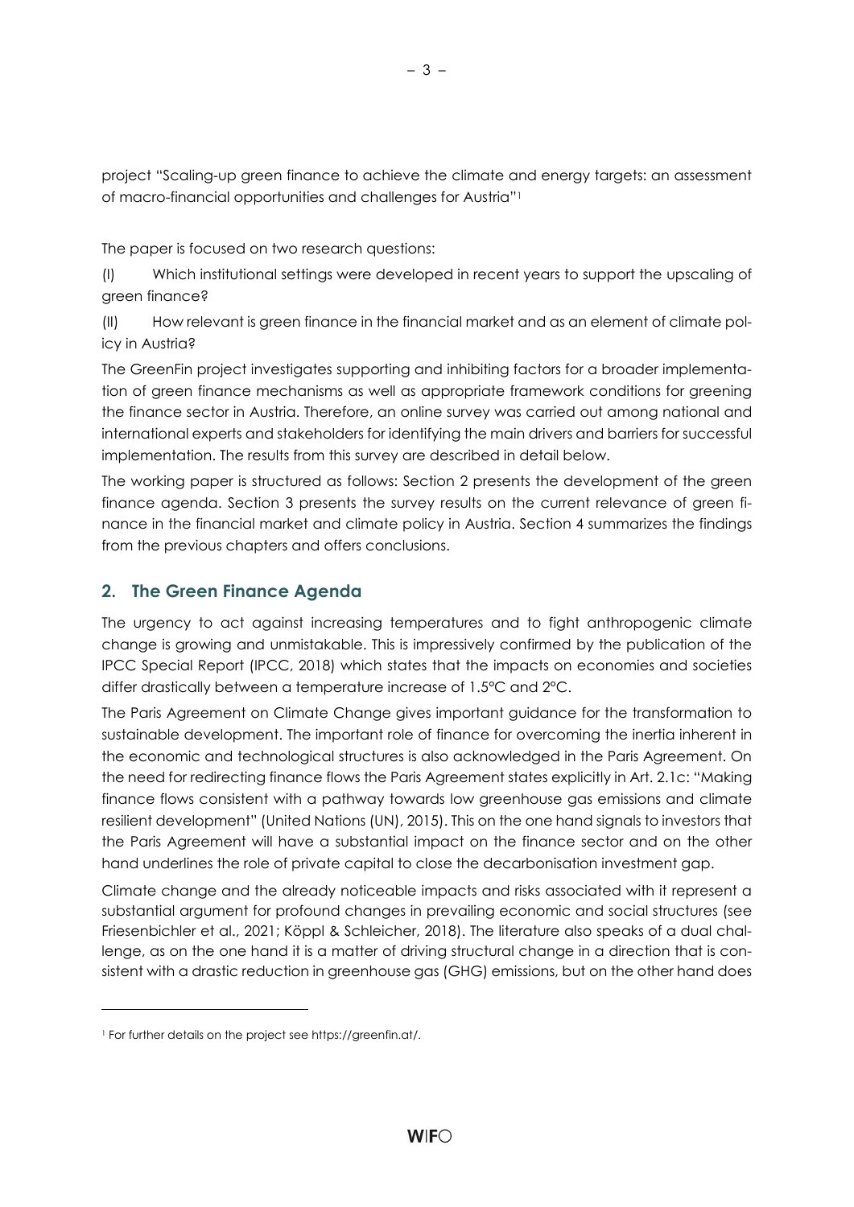project "Scaling-up green finance to achieve the climate and energy targets: an assessment of macro-financial opportunities and challenges for Austria"[1]

The paper is focused on two research questions:

(I) Which institutional settings were developed in recent years to support the upscaling of green finance?

(II) How relevant is green finance in the financial market and as an element of climate policy in Austria?

The GreenFin project investigates supporting and inhibiting factors for a broader implementation of green finance mechanisms as well as appropriate framework conditions for greening the finance sector in Austria. Therefore, an online survey was carried out among national and international experts and stakeholders for identifying the main drivers and barriers for successful implementation. The results from this survey are described in detail below.

The working paper is structured as follows: Section 2 presents the development of the green finance agenda. Section 3 presents the survey results on the current relevance of green finance in the financial market and climate policy in Austria. Section 4 summarizes the findings from the previous chapters and offers conclusions.

## 2. The Green Finance Agenda

The urgency to act against increasing temperatures and to fight anthropogenic climate change is growing and unmistakable. This is impressively confirmed by the publication of the IPCC Special Report (IPCC, 2018) which states that the impacts on economies and societies differ drastically between a temperature increase of 1.5°C and 2°C.

The Paris Agreement on Climate Change gives important guidance for the transformation to sustainable development. The important role of finance for overcoming the inertia inherent in the economic and technological structures is also acknowledged in the Paris Agreement. On the need for redirecting finance flows the Paris Agreement states explicitly in Art. 2.1c: "Making finance flows consistent with a pathway towards low greenhouse gas emissions and climate resilient development" (United Nations (UN), 2015). This on the one hand signals to investors that the Paris Agreement will have a substantial impact on the finance sector and on the other hand underlines the role of private capital to close the decarbonisation investment gap.

Climate change and the already noticeable impacts and risks associated with it represent a substantial argument for profound changes in prevailing economic and social structures (see Friesenbichler et al., 2021; Köppl & Schleicher, 2018). The literature also speaks of a dual challenge, as on the one hand it is a matter of driving structural change in a direction that is consistent with a drastic reduction in greenhouse gas (GHG) emissions, but on the other hand does

[1] For further details on the project see https://greenfin.at/.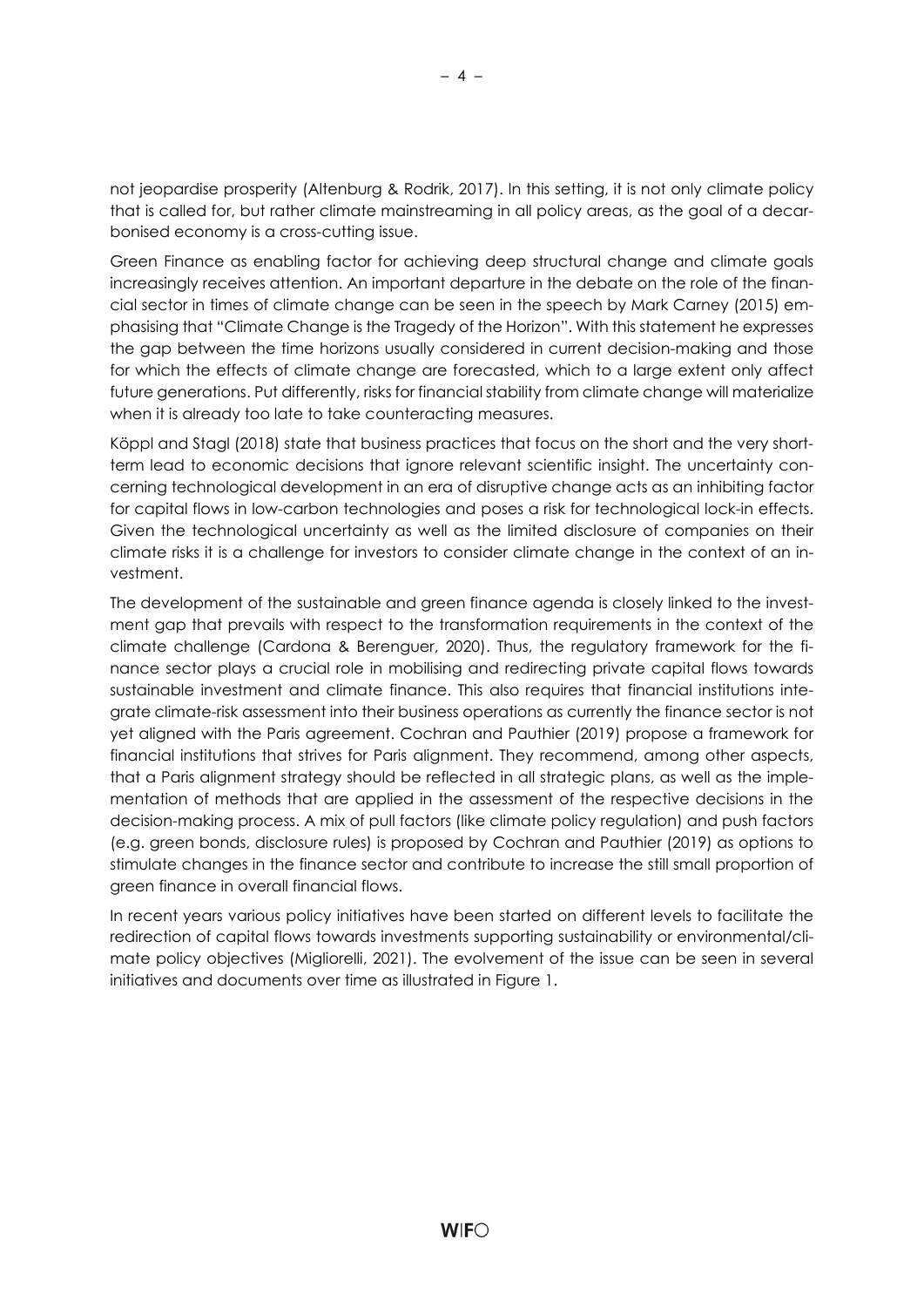not jeopardise prosperity (Altenburg & Rodrik, 2017). In this setting, it is not only climate policy that is called for, but rather climate mainstreaming in all policy areas, as the goal of a decarbonised economy is a cross-cutting issue.

Green Finance as enabling factor for achieving deep structural change and climate goals increasingly receives attention. An important departure in the debate on the role of the financial sector in times of climate change can be seen in the speech by Mark Carney (2015) emphasising that "Climate Change is the Tragedy of the Horizon". With this statement he expresses the gap between the time horizons usually considered in current decision-making and those for which the effects of climate change are forecasted, which to a large extent only affect future generations. Put differently, risks for financial stability from climate change will materialize when it is already too late to take counteracting measures.

Köppl and Stagl (2018) state that business practices that focus on the short and the very short-term lead to economic decisions that ignore relevant scientific insight. The uncertainty concerning technological development in an era of disruptive change acts as an inhibiting factor for capital flows in low-carbon technologies and poses a risk for technological lock-in effects. Given the technological uncertainty as well as the limited disclosure of companies on their climate risks it is a challenge for investors to consider climate change in the context of an investment.

The development of the sustainable and green finance agenda is closely linked to the investment gap that prevails with respect to the transformation requirements in the context of the climate challenge (Cardona & Berenguer, 2020). Thus, the regulatory framework for the finance sector plays a crucial role in mobilising and redirecting private capital flows towards sustainable investment and climate finance. This also requires that financial institutions integrate climate-risk assessment into their business operations as currently the finance sector is not yet aligned with the Paris agreement. Cochran and Pauthier (2019) propose a framework for financial institutions that strives for Paris alignment. They recommend, among other aspects, that a Paris alignment strategy should be reflected in all strategic plans, as well as the implementation of methods that are applied in the assessment of the respective decisions in the decision-making process. A mix of pull factors (like climate policy regulation) and push factors (e.g. green bonds, disclosure rules) is proposed by Cochran and Pauthier (2019) as options to stimulate changes in the finance sector and contribute to increase the still small proportion of green finance in overall financial flows.

In recent years various policy initiatives have been started on different levels to facilitate the redirection of capital flows towards investments supporting sustainability or environmental/climate policy objectives (Migliorelli, 2021). The evolvement of the issue can be seen in several initiatives and documents over time as illustrated in Figure 1.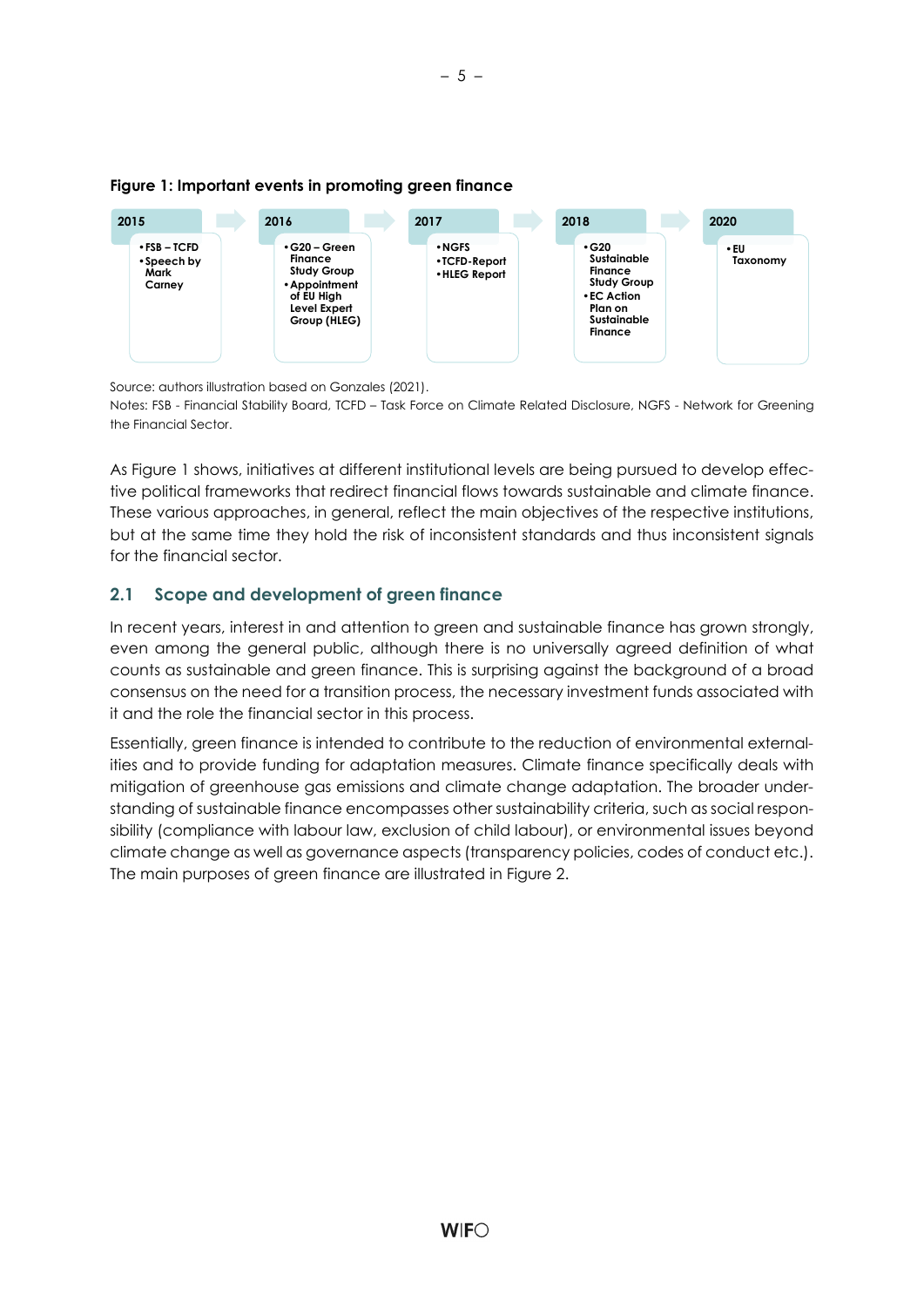**Figure 1: Important events in promoting green finance**

| 2015 | 2016 | 2017 | 2018 | 2020 |
|---|---|---|---|---|
| • FSB – TCFD<br>• Speech by Mark Carney | • G20 – Green Finance Study Group<br>• Appointment of EU High Level Expert Group (HLEG) | • NGFS<br>• TCFD-Report<br>• HLEG Report | • G20 Sustainable Finance Study Group<br>• EC Action Plan on Sustainable Finance | • EU Taxonomy |

Source: authors illustration based on Gonzales (2021).
Notes: FSB - Financial Stability Board, TCFD – Task Force on Climate Related Disclosure, NGFS - Network for Greening the Financial Sector.

As Figure 1 shows, initiatives at different institutional levels are being pursued to develop effective political frameworks that redirect financial flows towards sustainable and climate finance. These various approaches, in general, reflect the main objectives of the respective institutions, but at the same time they hold the risk of inconsistent standards and thus inconsistent signals for the financial sector.

## 2.1 Scope and development of green finance

In recent years, interest in and attention to green and sustainable finance has grown strongly, even among the general public, although there is no universally agreed definition of what counts as sustainable and green finance. This is surprising against the background of a broad consensus on the need for a transition process, the necessary investment funds associated with it and the role the financial sector in this process.

Essentially, green finance is intended to contribute to the reduction of environmental externalities and to provide funding for adaptation measures. Climate finance specifically deals with mitigation of greenhouse gas emissions and climate change adaptation. The broader understanding of sustainable finance encompasses other sustainability criteria, such as social responsibility (compliance with labour law, exclusion of child labour), or environmental issues beyond climate change as well as governance aspects (transparency policies, codes of conduct etc.). The main purposes of green finance are illustrated in Figure 2.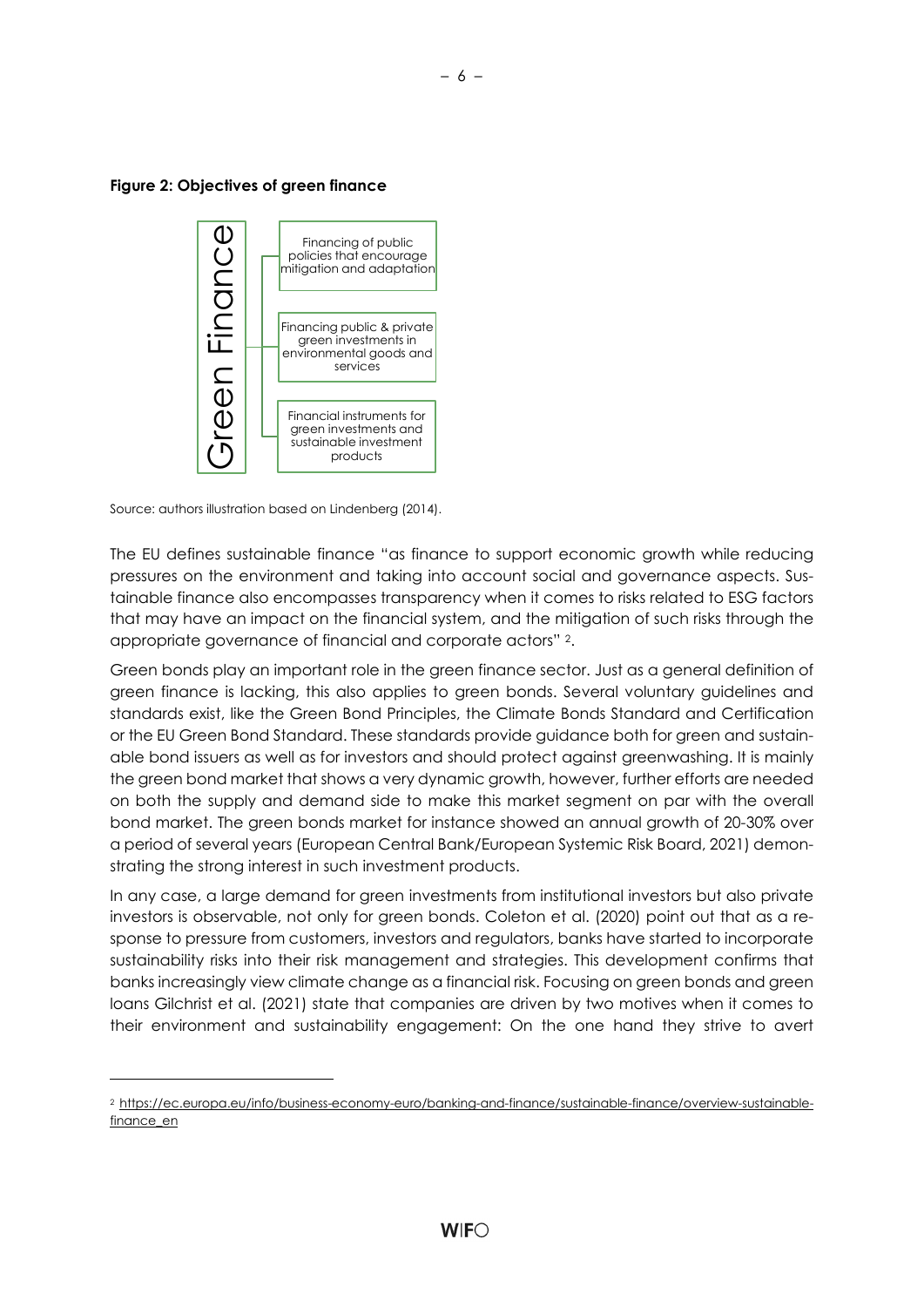**Figure 2: Objectives of green finance**

Green Finance

- Financing of public policies that encourage mitigation and adaptation
- Financing public & private green investments in environmental goods and services
- Financial instruments for green investments and sustainable investment products

Source: authors illustration based on Lindenberg (2014).

The EU defines sustainable finance "as finance to support economic growth while reducing pressures on the environment and taking into account social and governance aspects. Sustainable finance also encompasses transparency when it comes to risks related to ESG factors that may have an impact on the financial system, and the mitigation of such risks through the appropriate governance of financial and corporate actors" [2].

Green bonds play an important role in the green finance sector. Just as a general definition of green finance is lacking, this also applies to green bonds. Several voluntary guidelines and standards exist, like the Green Bond Principles, the Climate Bonds Standard and Certification or the EU Green Bond Standard. These standards provide guidance both for green and sustainable bond issuers as well as for investors and should protect against greenwashing. It is mainly the green bond market that shows a very dynamic growth, however, further efforts are needed on both the supply and demand side to make this market segment on par with the overall bond market. The green bonds market for instance showed an annual growth of 20-30% over a period of several years (European Central Bank/European Systemic Risk Board, 2021) demonstrating the strong interest in such investment products.

In any case, a large demand for green investments from institutional investors but also private investors is observable, not only for green bonds. Coleton et al. (2020) point out that as a response to pressure from customers, investors and regulators, banks have started to incorporate sustainability risks into their risk management and strategies. This development confirms that banks increasingly view climate change as a financial risk. Focusing on green bonds and green loans Gilchrist et al. (2021) state that companies are driven by two motives when it comes to their environment and sustainability engagement: On the one hand they strive to avert

[2] https://ec.europa.eu/info/business-economy-euro/banking-and-finance/sustainable-finance/overview-sustainable-finance_en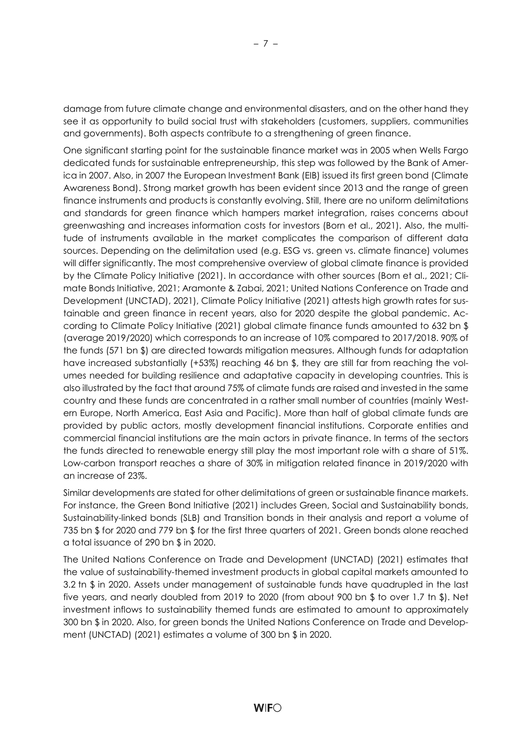damage from future climate change and environmental disasters, and on the other hand they see it as opportunity to build social trust with stakeholders (customers, suppliers, communities and governments). Both aspects contribute to a strengthening of green finance.

One significant starting point for the sustainable finance market was in 2005 when Wells Fargo dedicated funds for sustainable entrepreneurship, this step was followed by the Bank of America in 2007. Also, in 2007 the European Investment Bank (EIB) issued its first green bond (Climate Awareness Bond). Strong market growth has been evident since 2013 and the range of green finance instruments and products is constantly evolving. Still, there are no uniform delimitations and standards for green finance which hampers market integration, raises concerns about greenwashing and increases information costs for investors (Born et al., 2021). Also, the multitude of instruments available in the market complicates the comparison of different data sources. Depending on the delimitation used (e.g. ESG vs. green vs. climate finance) volumes will differ significantly. The most comprehensive overview of global climate finance is provided by the Climate Policy Initiative (2021). In accordance with other sources (Born et al., 2021; Climate Bonds Initiative, 2021; Aramonte & Zabai, 2021; United Nations Conference on Trade and Development (UNCTAD), 2021), Climate Policy Initiative (2021) attests high growth rates for sustainable and green finance in recent years, also for 2020 despite the global pandemic. According to Climate Policy Initiative (2021) global climate finance funds amounted to 632 bn $ (average 2019/2020) which corresponds to an increase of 10% compared to 2017/2018. 90% of the funds (571 bn $) are directed towards mitigation measures. Although funds for adaptation have increased substantially (+53%) reaching 46 bn $, they are still far from reaching the volumes needed for building resilience and adaptative capacity in developing countries. This is also illustrated by the fact that around 75% of climate funds are raised and invested in the same country and these funds are concentrated in a rather small number of countries (mainly Western Europe, North America, East Asia and Pacific). More than half of global climate funds are provided by public actors, mostly development financial institutions. Corporate entities and commercial financial institutions are the main actors in private finance. In terms of the sectors the funds directed to renewable energy still play the most important role with a share of 51%. Low-carbon transport reaches a share of 30% in mitigation related finance in 2019/2020 with an increase of 23%.

Similar developments are stated for other delimitations of green or sustainable finance markets. For instance, the Green Bond Initiative (2021) includes Green, Social and Sustainability bonds, Sustainability-linked bonds (SLB) and Transition bonds in their analysis and report a volume of 735 bn $ for 2020 and 779 bn $ for the first three quarters of 2021. Green bonds alone reached a total issuance of 290 bn $ in 2020.

The United Nations Conference on Trade and Development (UNCTAD) (2021) estimates that the value of sustainability-themed investment products in global capital markets amounted to 3.2 tn $ in 2020. Assets under management of sustainable funds have quadrupled in the last five years, and nearly doubled from 2019 to 2020 (from about 900 bn $ to over 1.7 tn $). Net investment inflows to sustainability themed funds are estimated to amount to approximately 300 bn $ in 2020. Also, for green bonds the United Nations Conference on Trade and Development (UNCTAD) (2021) estimates a volume of 300 bn $ in 2020.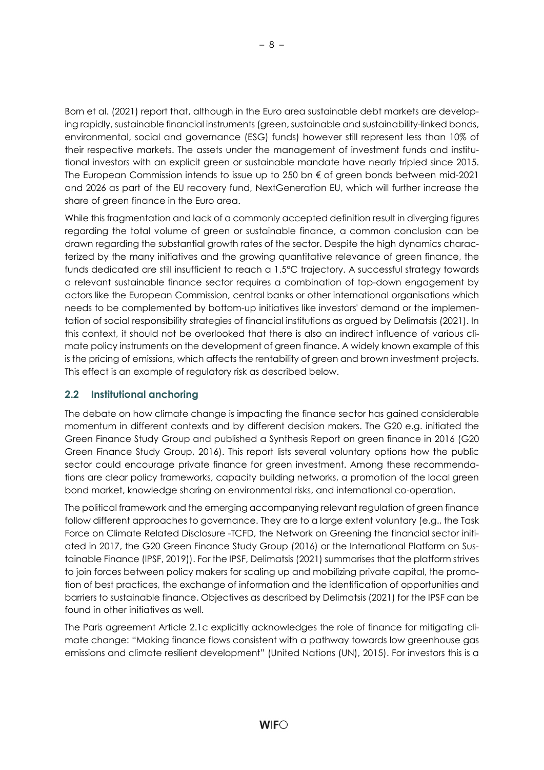Born et al. (2021) report that, although in the Euro area sustainable debt markets are developing rapidly, sustainable financial instruments (green, sustainable and sustainability-linked bonds, environmental, social and governance (ESG) funds) however still represent less than 10% of their respective markets. The assets under the management of investment funds and institutional investors with an explicit green or sustainable mandate have nearly tripled since 2015. The European Commission intends to issue up to 250 bn € of green bonds between mid-2021 and 2026 as part of the EU recovery fund, NextGeneration EU, which will further increase the share of green finance in the Euro area.

While this fragmentation and lack of a commonly accepted definition result in diverging figures regarding the total volume of green or sustainable finance, a common conclusion can be drawn regarding the substantial growth rates of the sector. Despite the high dynamics characterized by the many initiatives and the growing quantitative relevance of green finance, the funds dedicated are still insufficient to reach a 1.5°C trajectory. A successful strategy towards a relevant sustainable finance sector requires a combination of top-down engagement by actors like the European Commission, central banks or other international organisations which needs to be complemented by bottom-up initiatives like investors' demand or the implementation of social responsibility strategies of financial institutions as argued by Delimatsis (2021). In this context, it should not be overlooked that there is also an indirect influence of various climate policy instruments on the development of green finance. A widely known example of this is the pricing of emissions, which affects the rentability of green and brown investment projects. This effect is an example of regulatory risk as described below.

## 2.2 Institutional anchoring

The debate on how climate change is impacting the finance sector has gained considerable momentum in different contexts and by different decision makers. The G20 e.g. initiated the Green Finance Study Group and published a Synthesis Report on green finance in 2016 (G20 Green Finance Study Group, 2016). This report lists several voluntary options how the public sector could encourage private finance for green investment. Among these recommendations are clear policy frameworks, capacity building networks, a promotion of the local green bond market, knowledge sharing on environmental risks, and international co-operation.

The political framework and the emerging accompanying relevant regulation of green finance follow different approaches to governance. They are to a large extent voluntary (e.g., the Task Force on Climate Related Disclosure -TCFD, the Network on Greening the financial sector initiated in 2017, the G20 Green Finance Study Group (2016) or the International Platform on Sustainable Finance (IPSF, 2019)). For the IPSF, Delimatsis (2021) summarises that the platform strives to join forces between policy makers for scaling up and mobilizing private capital, the promotion of best practices, the exchange of information and the identification of opportunities and barriers to sustainable finance. Objectives as described by Delimatsis (2021) for the IPSF can be found in other initiatives as well.

The Paris agreement Article 2.1c explicitly acknowledges the role of finance for mitigating climate change: "Making finance flows consistent with a pathway towards low greenhouse gas emissions and climate resilient development" (United Nations (UN), 2015). For investors this is a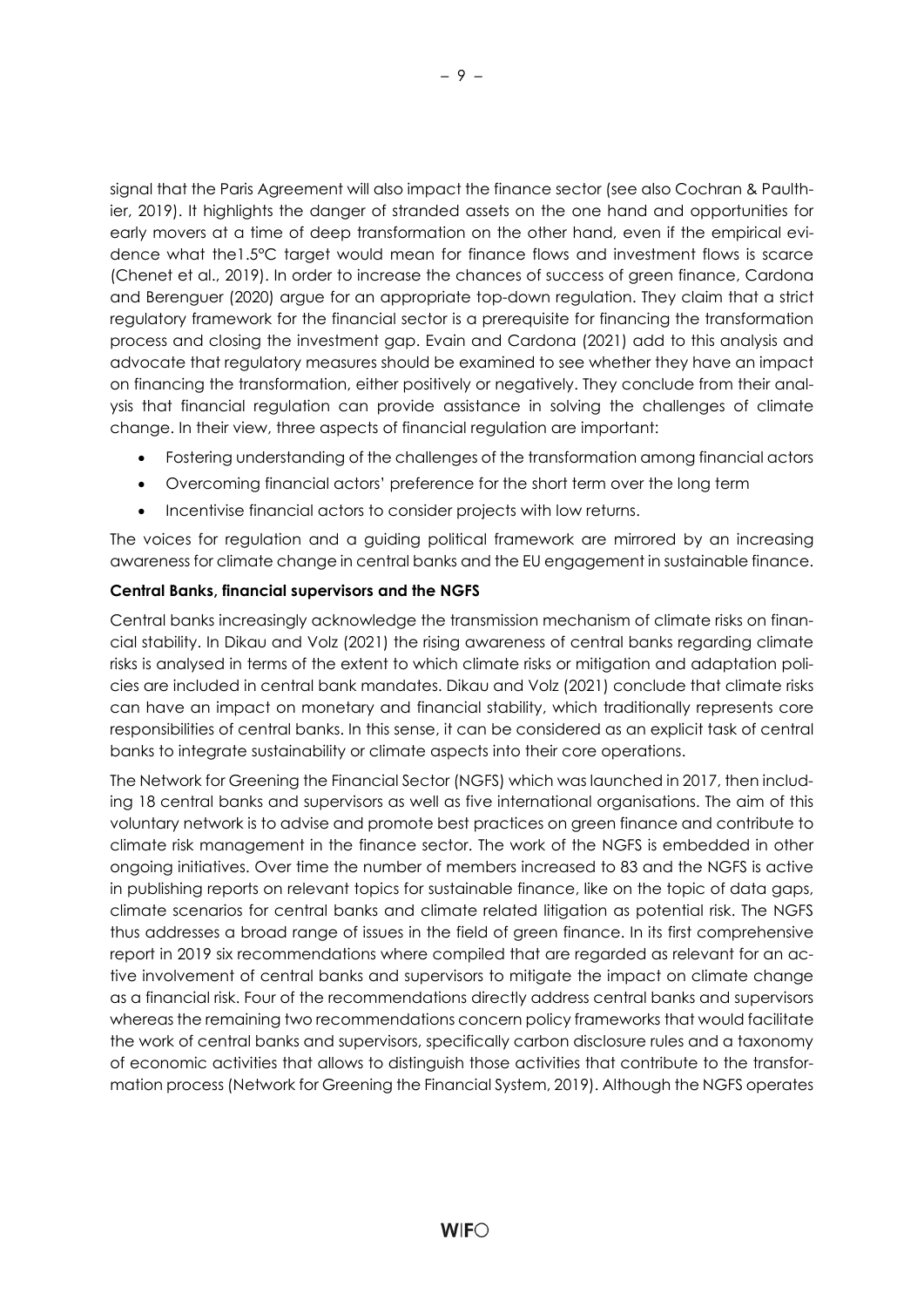signal that the Paris Agreement will also impact the finance sector (see also Cochran & Paulthier, 2019). It highlights the danger of stranded assets on the one hand and opportunities for early movers at a time of deep transformation on the other hand, even if the empirical evidence what the1.5°C target would mean for finance flows and investment flows is scarce (Chenet et al., 2019). In order to increase the chances of success of green finance, Cardona and Berenguer (2020) argue for an appropriate top-down regulation. They claim that a strict regulatory framework for the financial sector is a prerequisite for financing the transformation process and closing the investment gap. Evain and Cardona (2021) add to this analysis and advocate that regulatory measures should be examined to see whether they have an impact on financing the transformation, either positively or negatively. They conclude from their analysis that financial regulation can provide assistance in solving the challenges of climate change. In their view, three aspects of financial regulation are important:

- Fostering understanding of the challenges of the transformation among financial actors
- Overcoming financial actors' preference for the short term over the long term
- Incentivise financial actors to consider projects with low returns.

The voices for regulation and a guiding political framework are mirrored by an increasing awareness for climate change in central banks and the EU engagement in sustainable finance.

**Central Banks, financial supervisors and the NGFS**

Central banks increasingly acknowledge the transmission mechanism of climate risks on financial stability. In Dikau and Volz (2021) the rising awareness of central banks regarding climate risks is analysed in terms of the extent to which climate risks or mitigation and adaptation policies are included in central bank mandates. Dikau and Volz (2021) conclude that climate risks can have an impact on monetary and financial stability, which traditionally represents core responsibilities of central banks. In this sense, it can be considered as an explicit task of central banks to integrate sustainability or climate aspects into their core operations.

The Network for Greening the Financial Sector (NGFS) which was launched in 2017, then including 18 central banks and supervisors as well as five international organisations. The aim of this voluntary network is to advise and promote best practices on green finance and contribute to climate risk management in the finance sector. The work of the NGFS is embedded in other ongoing initiatives. Over time the number of members increased to 83 and the NGFS is active in publishing reports on relevant topics for sustainable finance, like on the topic of data gaps, climate scenarios for central banks and climate related litigation as potential risk. The NGFS thus addresses a broad range of issues in the field of green finance. In its first comprehensive report in 2019 six recommendations where compiled that are regarded as relevant for an active involvement of central banks and supervisors to mitigate the impact on climate change as a financial risk. Four of the recommendations directly address central banks and supervisors whereas the remaining two recommendations concern policy frameworks that would facilitate the work of central banks and supervisors, specifically carbon disclosure rules and a taxonomy of economic activities that allows to distinguish those activities that contribute to the transformation process (Network for Greening the Financial System, 2019). Although the NGFS operates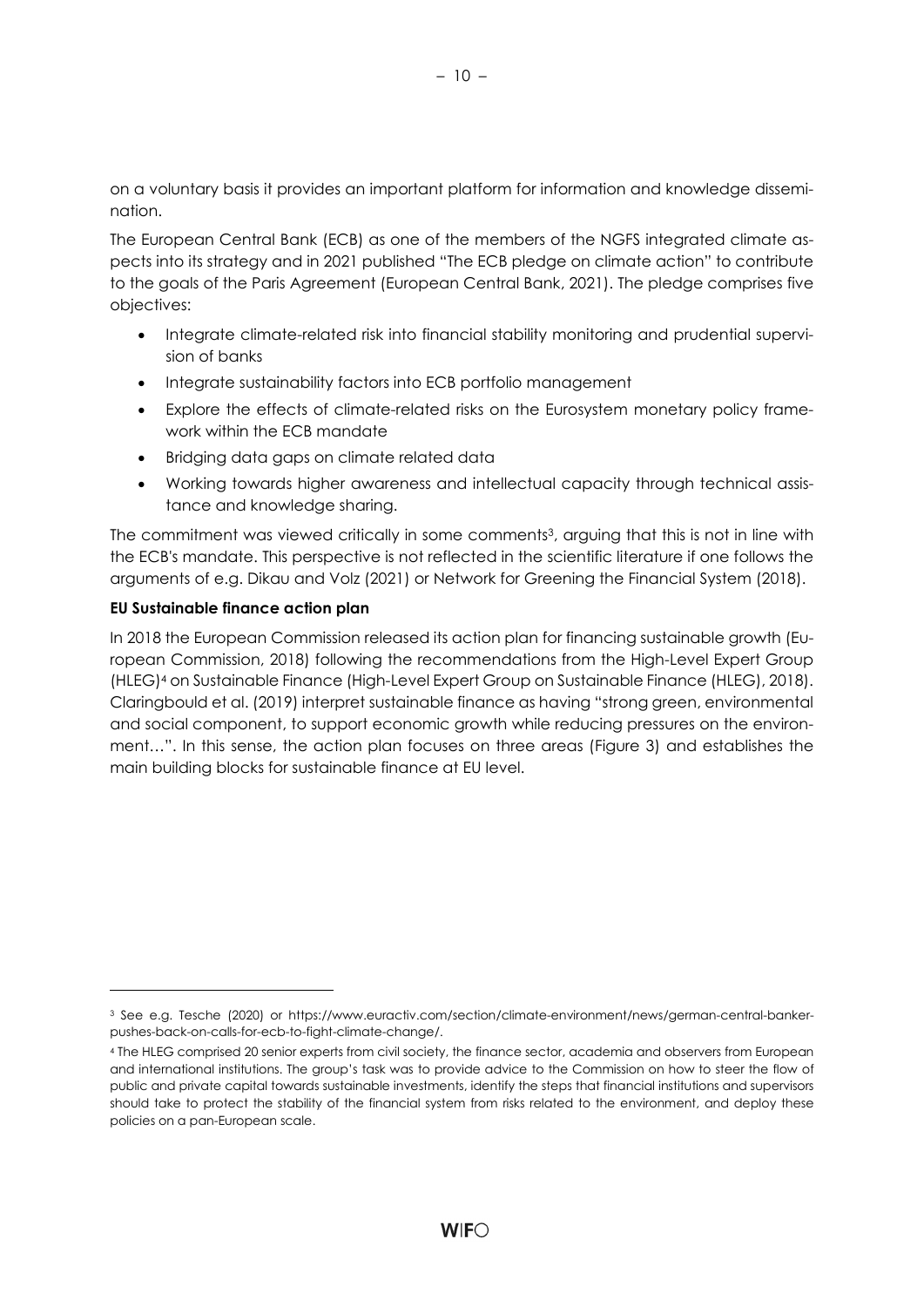on a voluntary basis it provides an important platform for information and knowledge dissemination.

The European Central Bank (ECB) as one of the members of the NGFS integrated climate aspects into its strategy and in 2021 published "The ECB pledge on climate action" to contribute to the goals of the Paris Agreement (European Central Bank, 2021). The pledge comprises five objectives:

- Integrate climate-related risk into financial stability monitoring and prudential supervision of banks
- Integrate sustainability factors into ECB portfolio management
- Explore the effects of climate-related risks on the Eurosystem monetary policy framework within the ECB mandate
- Bridging data gaps on climate related data
- Working towards higher awareness and intellectual capacity through technical assistance and knowledge sharing.

The commitment was viewed critically in some comments[3], arguing that this is not in line with the ECB's mandate. This perspective is not reflected in the scientific literature if one follows the arguments of e.g. Dikau and Volz (2021) or Network for Greening the Financial System (2018).

**EU Sustainable finance action plan**

In 2018 the European Commission released its action plan for financing sustainable growth (European Commission, 2018) following the recommendations from the High-Level Expert Group (HLEG)[4] on Sustainable Finance (High-Level Expert Group on Sustainable Finance (HLEG), 2018). Claringbould et al. (2019) interpret sustainable finance as having "strong green, environmental and social component, to support economic growth while reducing pressures on the environment…". In this sense, the action plan focuses on three areas (Figure 3) and establishes the main building blocks for sustainable finance at EU level.

---

[3] See e.g. Tesche (2020) or https://www.euractiv.com/section/climate-environment/news/german-central-banker-pushes-back-on-calls-for-ecb-to-fight-climate-change/.

[4] The HLEG comprised 20 senior experts from civil society, the finance sector, academia and observers from European and international institutions. The group's task was to provide advice to the Commission on how to steer the flow of public and private capital towards sustainable investments, identify the steps that financial institutions and supervisors should take to protect the stability of the financial system from risks related to the environment, and deploy these policies on a pan-European scale.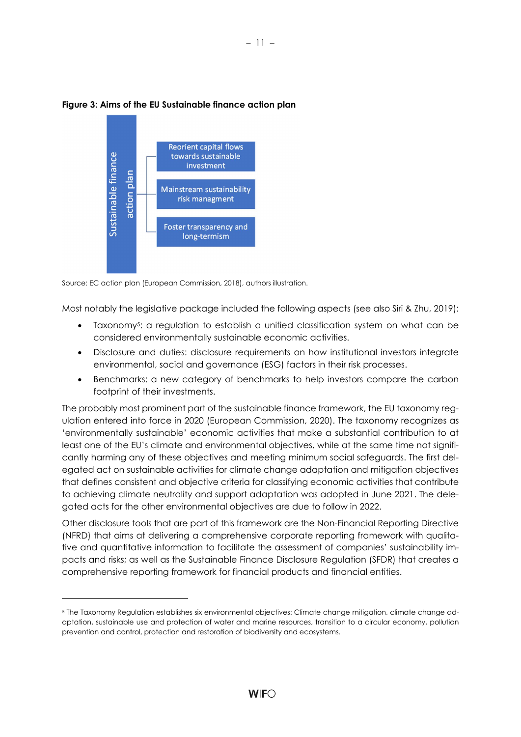**Figure 3: Aims of the EU Sustainable finance action plan**

Sustainable finance action plan

- Reorient capital flows towards sustainable investment
- Mainstream sustainability risk managment
- Foster transparency and long-termism

Source: EC action plan (European Commission, 2018), authors illustration.

Most notably the legislative package included the following aspects (see also Siri & Zhu, 2019):

- Taxonomy[5]: a regulation to establish a unified classification system on what can be considered environmentally sustainable economic activities.
- Disclosure and duties: disclosure requirements on how institutional investors integrate environmental, social and governance (ESG) factors in their risk processes.
- Benchmarks: a new category of benchmarks to help investors compare the carbon footprint of their investments.

The probably most prominent part of the sustainable finance framework, the EU taxonomy regulation entered into force in 2020 (European Commission, 2020). The taxonomy recognizes as 'environmentally sustainable' economic activities that make a substantial contribution to at least one of the EU's climate and environmental objectives, while at the same time not significantly harming any of these objectives and meeting minimum social safeguards. The first delegated act on sustainable activities for climate change adaptation and mitigation objectives that defines consistent and objective criteria for classifying economic activities that contribute to achieving climate neutrality and support adaptation was adopted in June 2021. The delegated acts for the other environmental objectives are due to follow in 2022.

Other disclosure tools that are part of this framework are the Non-Financial Reporting Directive (NFRD) that aims at delivering a comprehensive corporate reporting framework with qualitative and quantitative information to facilitate the assessment of companies' sustainability impacts and risks; as well as the Sustainable Finance Disclosure Regulation (SFDR) that creates a comprehensive reporting framework for financial products and financial entities.

[5] The Taxonomy Regulation establishes six environmental objectives: Climate change mitigation, climate change adaptation, sustainable use and protection of water and marine resources, transition to a circular economy, pollution prevention and control, protection and restoration of biodiversity and ecosystems.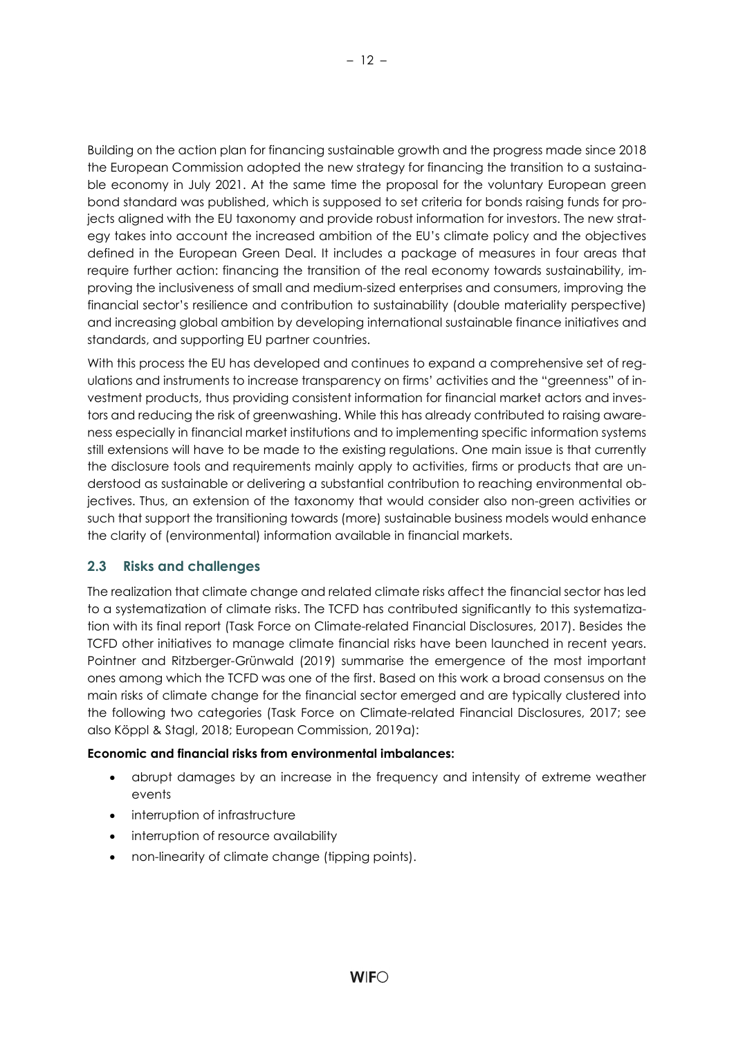Building on the action plan for financing sustainable growth and the progress made since 2018 the European Commission adopted the new strategy for financing the transition to a sustainable economy in July 2021. At the same time the proposal for the voluntary European green bond standard was published, which is supposed to set criteria for bonds raising funds for projects aligned with the EU taxonomy and provide robust information for investors. The new strategy takes into account the increased ambition of the EU's climate policy and the objectives defined in the European Green Deal. It includes a package of measures in four areas that require further action: financing the transition of the real economy towards sustainability, improving the inclusiveness of small and medium-sized enterprises and consumers, improving the financial sector's resilience and contribution to sustainability (double materiality perspective) and increasing global ambition by developing international sustainable finance initiatives and standards, and supporting EU partner countries.

With this process the EU has developed and continues to expand a comprehensive set of regulations and instruments to increase transparency on firms' activities and the "greenness" of investment products, thus providing consistent information for financial market actors and investors and reducing the risk of greenwashing. While this has already contributed to raising awareness especially in financial market institutions and to implementing specific information systems still extensions will have to be made to the existing regulations. One main issue is that currently the disclosure tools and requirements mainly apply to activities, firms or products that are understood as sustainable or delivering a substantial contribution to reaching environmental objectives. Thus, an extension of the taxonomy that would consider also non-green activities or such that support the transitioning towards (more) sustainable business models would enhance the clarity of (environmental) information available in financial markets.

## 2.3 Risks and challenges

The realization that climate change and related climate risks affect the financial sector has led to a systematization of climate risks. The TCFD has contributed significantly to this systematization with its final report (Task Force on Climate-related Financial Disclosures, 2017). Besides the TCFD other initiatives to manage climate financial risks have been launched in recent years. Pointner and Ritzberger-Grünwald (2019) summarise the emergence of the most important ones among which the TCFD was one of the first. Based on this work a broad consensus on the main risks of climate change for the financial sector emerged and are typically clustered into the following two categories (Task Force on Climate-related Financial Disclosures, 2017; see also Köppl & Stagl, 2018; European Commission, 2019a):

**Economic and financial risks from environmental imbalances:**

- abrupt damages by an increase in the frequency and intensity of extreme weather events
- interruption of infrastructure
- interruption of resource availability
- non-linearity of climate change (tipping points).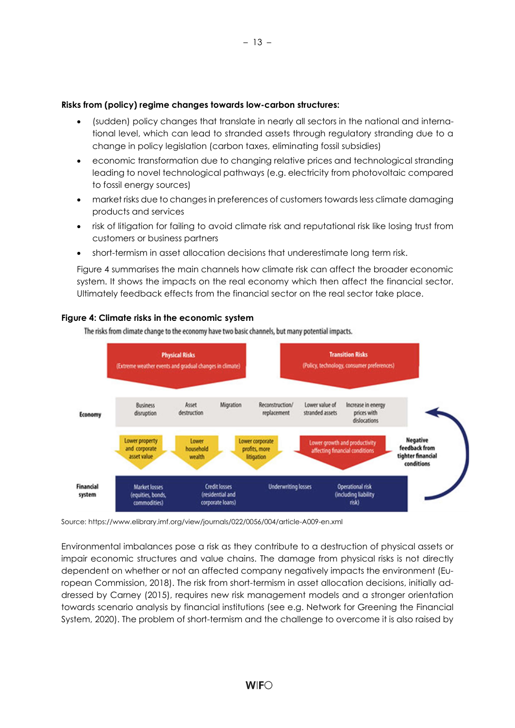**Risks from (policy) regime changes towards low-carbon structures:**

- (sudden) policy changes that translate in nearly all sectors in the national and international level, which can lead to stranded assets through regulatory stranding due to a change in policy legislation (carbon taxes, eliminating fossil subsidies)
- economic transformation due to changing relative prices and technological stranding leading to novel technological pathways (e.g. electricity from photovoltaic compared to fossil energy sources)
- market risks due to changes in preferences of customers towards less climate damaging products and services
- risk of litigation for failing to avoid climate risk and reputational risk like losing trust from customers or business partners
- short-termism in asset allocation decisions that underestimate long term risk.

Figure 4 summarises the main channels how climate risk can affect the broader economic system. It shows the impacts on the real economy which then affect the financial sector. Ultimately feedback effects from the financial sector on the real sector take place.

**Figure 4: Climate risks in the economic system**

The risks from climate change to the economy have two basic channels, but many potential impacts.

Physical Risks (Extreme weather events and gradual changes in climate)

Transition Risks (Policy, technology, consumer preferences)

Economy: Business disruption; Asset destruction; Migration; Reconstruction/replacement; Lower value of stranded assets; Increase in energy prices with dislocations

Lower property and corporate asset value; Lower household wealth; Lower corporate profits, more litigation; Lower growth and productivity affecting financial conditions

Negative feedback from tighter financial conditions

Financial system: Market losses (equities, bonds, commodities); Credit losses (residential and corporate loans); Underwriting losses; Operational risk (including liability risk)

Source: https://www.elibrary.imf.org/view/journals/022/0056/004/article-A009-en.xml

Environmental imbalances pose a risk as they contribute to a destruction of physical assets or impair economic structures and value chains. The damage from physical risks is not directly dependent on whether or not an affected company negatively impacts the environment (European Commission, 2018). The risk from short-termism in asset allocation decisions, initially addressed by Carney (2015), requires new risk management models and a stronger orientation towards scenario analysis by financial institutions (see e.g. Network for Greening the Financial System, 2020). The problem of short-termism and the challenge to overcome it is also raised by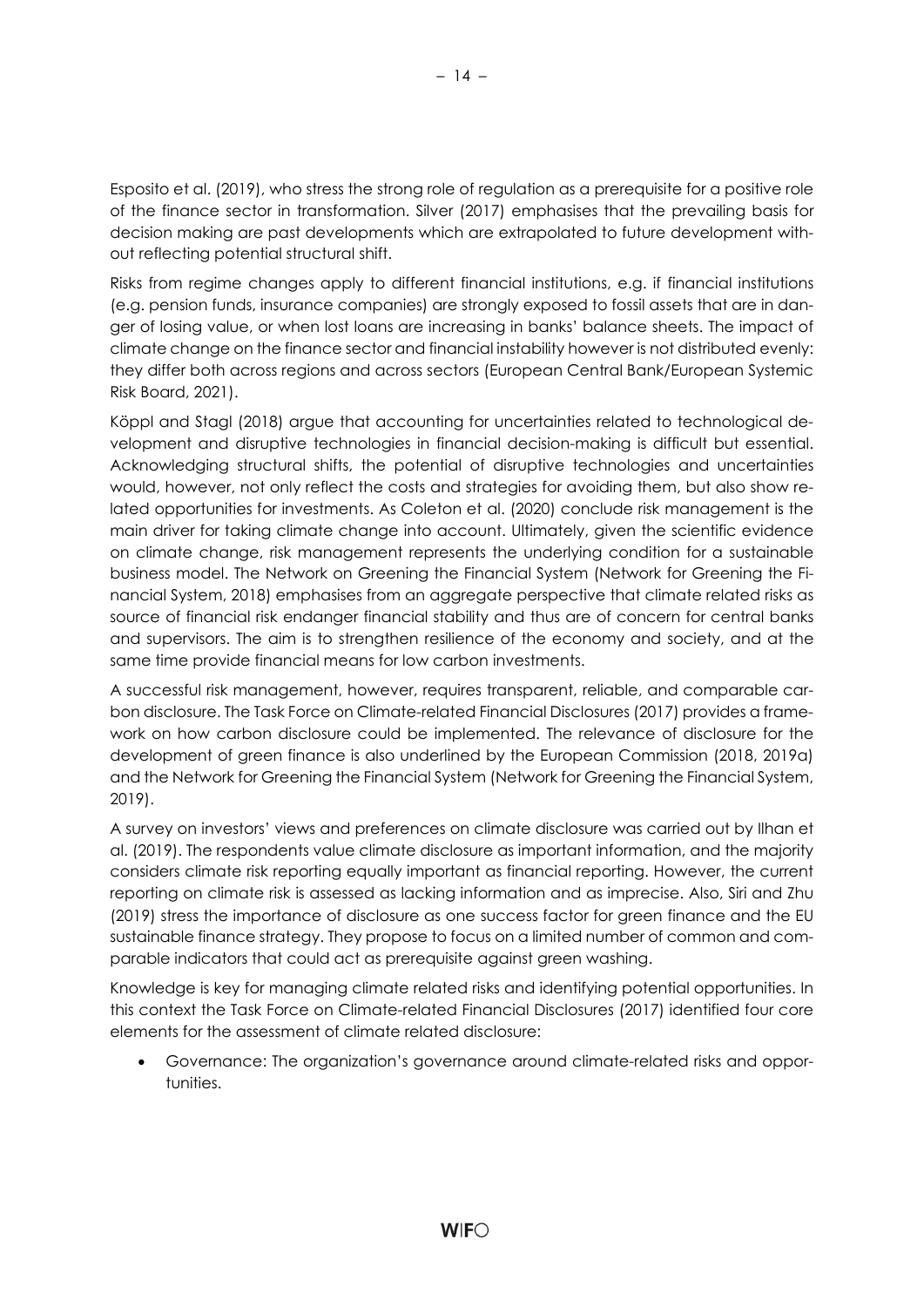Esposito et al. (2019), who stress the strong role of regulation as a prerequisite for a positive role of the finance sector in transformation. Silver (2017) emphasises that the prevailing basis for decision making are past developments which are extrapolated to future development without reflecting potential structural shift.

Risks from regime changes apply to different financial institutions, e.g. if financial institutions (e.g. pension funds, insurance companies) are strongly exposed to fossil assets that are in danger of losing value, or when lost loans are increasing in banks' balance sheets. The impact of climate change on the finance sector and financial instability however is not distributed evenly: they differ both across regions and across sectors (European Central Bank/European Systemic Risk Board, 2021).

Köppl and Stagl (2018) argue that accounting for uncertainties related to technological development and disruptive technologies in financial decision-making is difficult but essential. Acknowledging structural shifts, the potential of disruptive technologies and uncertainties would, however, not only reflect the costs and strategies for avoiding them, but also show related opportunities for investments. As Coleton et al. (2020) conclude risk management is the main driver for taking climate change into account. Ultimately, given the scientific evidence on climate change, risk management represents the underlying condition for a sustainable business model. The Network on Greening the Financial System (Network for Greening the Financial System, 2018) emphasises from an aggregate perspective that climate related risks as source of financial risk endanger financial stability and thus are of concern for central banks and supervisors. The aim is to strengthen resilience of the economy and society, and at the same time provide financial means for low carbon investments.

A successful risk management, however, requires transparent, reliable, and comparable carbon disclosure. The Task Force on Climate-related Financial Disclosures (2017) provides a framework on how carbon disclosure could be implemented. The relevance of disclosure for the development of green finance is also underlined by the European Commission (2018, 2019a) and the Network for Greening the Financial System (Network for Greening the Financial System, 2019).

A survey on investors' views and preferences on climate disclosure was carried out by Ilhan et al. (2019). The respondents value climate disclosure as important information, and the majority considers climate risk reporting equally important as financial reporting. However, the current reporting on climate risk is assessed as lacking information and as imprecise. Also, Siri and Zhu (2019) stress the importance of disclosure as one success factor for green finance and the EU sustainable finance strategy. They propose to focus on a limited number of common and comparable indicators that could act as prerequisite against green washing.

Knowledge is key for managing climate related risks and identifying potential opportunities. In this context the Task Force on Climate-related Financial Disclosures (2017) identified four core elements for the assessment of climate related disclosure:

- Governance: The organization's governance around climate-related risks and opportunities.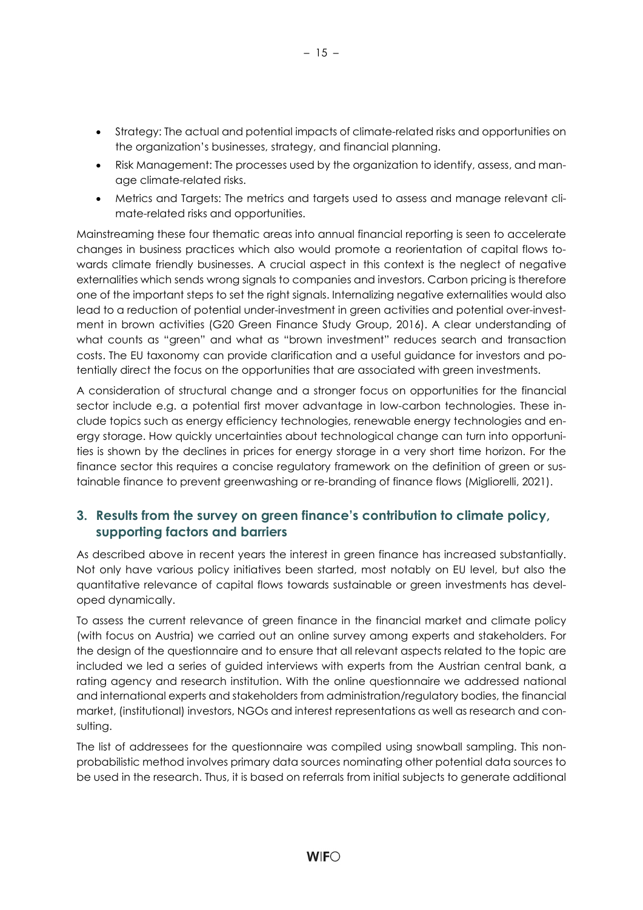- Strategy: The actual and potential impacts of climate-related risks and opportunities on the organization's businesses, strategy, and financial planning.
- Risk Management: The processes used by the organization to identify, assess, and manage climate-related risks.
- Metrics and Targets: The metrics and targets used to assess and manage relevant climate-related risks and opportunities.

Mainstreaming these four thematic areas into annual financial reporting is seen to accelerate changes in business practices which also would promote a reorientation of capital flows towards climate friendly businesses. A crucial aspect in this context is the neglect of negative externalities which sends wrong signals to companies and investors. Carbon pricing is therefore one of the important steps to set the right signals. Internalizing negative externalities would also lead to a reduction of potential under-investment in green activities and potential over-investment in brown activities (G20 Green Finance Study Group, 2016). A clear understanding of what counts as "green" and what as "brown investment" reduces search and transaction costs. The EU taxonomy can provide clarification and a useful guidance for investors and potentially direct the focus on the opportunities that are associated with green investments.

A consideration of structural change and a stronger focus on opportunities for the financial sector include e.g. a potential first mover advantage in low-carbon technologies. These include topics such as energy efficiency technologies, renewable energy technologies and energy storage. How quickly uncertainties about technological change can turn into opportunities is shown by the declines in prices for energy storage in a very short time horizon. For the finance sector this requires a concise regulatory framework on the definition of green or sustainable finance to prevent greenwashing or re-branding of finance flows (Migliorelli, 2021).

## 3. Results from the survey on green finance's contribution to climate policy, supporting factors and barriers

As described above in recent years the interest in green finance has increased substantially. Not only have various policy initiatives been started, most notably on EU level, but also the quantitative relevance of capital flows towards sustainable or green investments has developed dynamically.

To assess the current relevance of green finance in the financial market and climate policy (with focus on Austria) we carried out an online survey among experts and stakeholders. For the design of the questionnaire and to ensure that all relevant aspects related to the topic are included we led a series of guided interviews with experts from the Austrian central bank, a rating agency and research institution. With the online questionnaire we addressed national and international experts and stakeholders from administration/regulatory bodies, the financial market, (institutional) investors, NGOs and interest representations as well as research and consulting.

The list of addressees for the questionnaire was compiled using snowball sampling. This non-probabilistic method involves primary data sources nominating other potential data sources to be used in the research. Thus, it is based on referrals from initial subjects to generate additional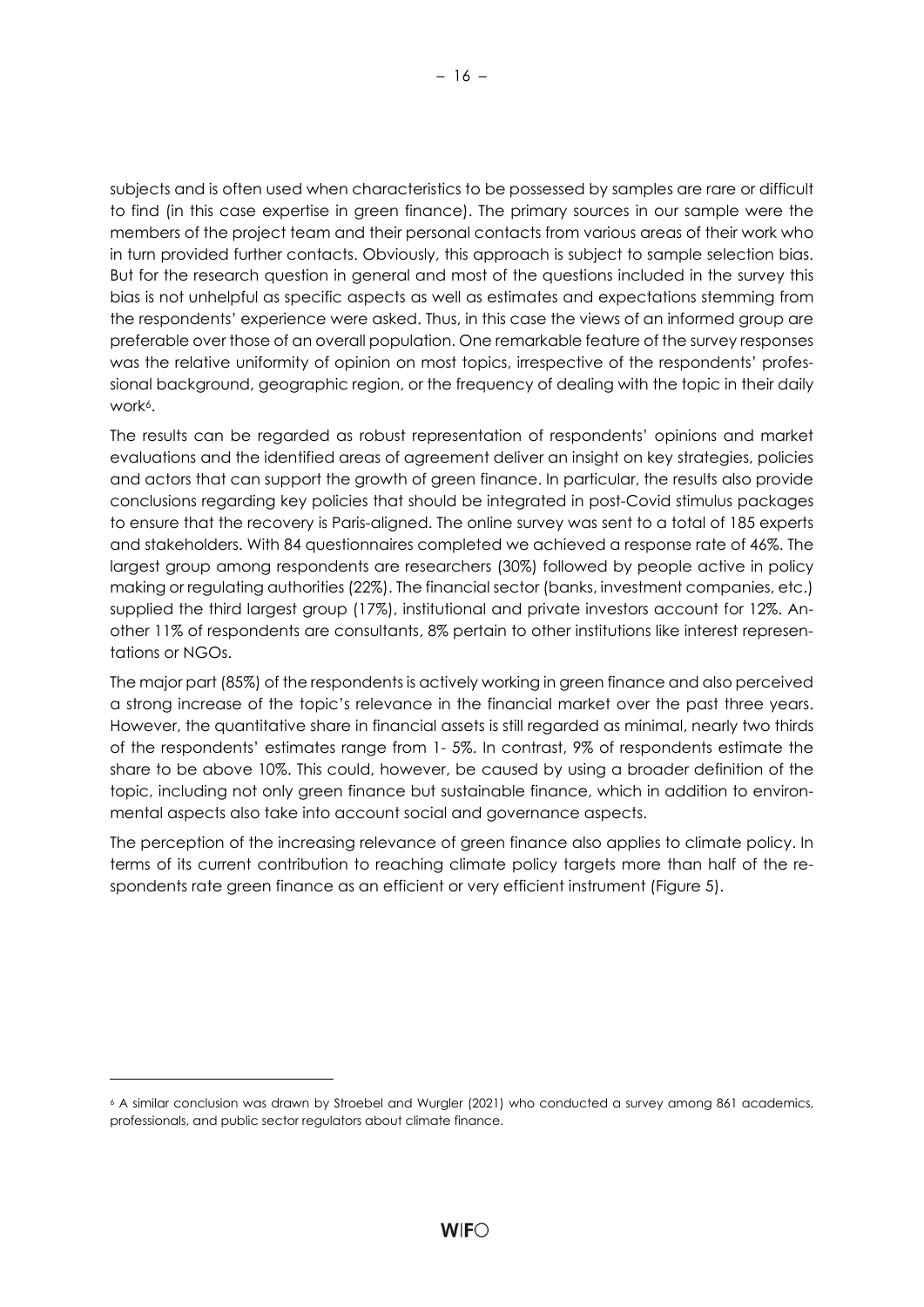subjects and is often used when characteristics to be possessed by samples are rare or difficult to find (in this case expertise in green finance). The primary sources in our sample were the members of the project team and their personal contacts from various areas of their work who in turn provided further contacts. Obviously, this approach is subject to sample selection bias. But for the research question in general and most of the questions included in the survey this bias is not unhelpful as specific aspects as well as estimates and expectations stemming from the respondents' experience were asked. Thus, in this case the views of an informed group are preferable over those of an overall population. One remarkable feature of the survey responses was the relative uniformity of opinion on most topics, irrespective of the respondents' professional background, geographic region, or the frequency of dealing with the topic in their daily work[6].

The results can be regarded as robust representation of respondents' opinions and market evaluations and the identified areas of agreement deliver an insight on key strategies, policies and actors that can support the growth of green finance. In particular, the results also provide conclusions regarding key policies that should be integrated in post-Covid stimulus packages to ensure that the recovery is Paris-aligned. The online survey was sent to a total of 185 experts and stakeholders. With 84 questionnaires completed we achieved a response rate of 46%. The largest group among respondents are researchers (30%) followed by people active in policy making or regulating authorities (22%). The financial sector (banks, investment companies, etc.) supplied the third largest group (17%), institutional and private investors account for 12%. Another 11% of respondents are consultants, 8% pertain to other institutions like interest representations or NGOs.

The major part (85%) of the respondents is actively working in green finance and also perceived a strong increase of the topic's relevance in the financial market over the past three years. However, the quantitative share in financial assets is still regarded as minimal, nearly two thirds of the respondents' estimates range from 1- 5%. In contrast, 9% of respondents estimate the share to be above 10%. This could, however, be caused by using a broader definition of the topic, including not only green finance but sustainable finance, which in addition to environmental aspects also take into account social and governance aspects.

The perception of the increasing relevance of green finance also applies to climate policy. In terms of its current contribution to reaching climate policy targets more than half of the respondents rate green finance as an efficient or very efficient instrument (Figure 5).

[6] A similar conclusion was drawn by Stroebel and Wurgler (2021) who conducted a survey among 861 academics, professionals, and public sector regulators about climate finance.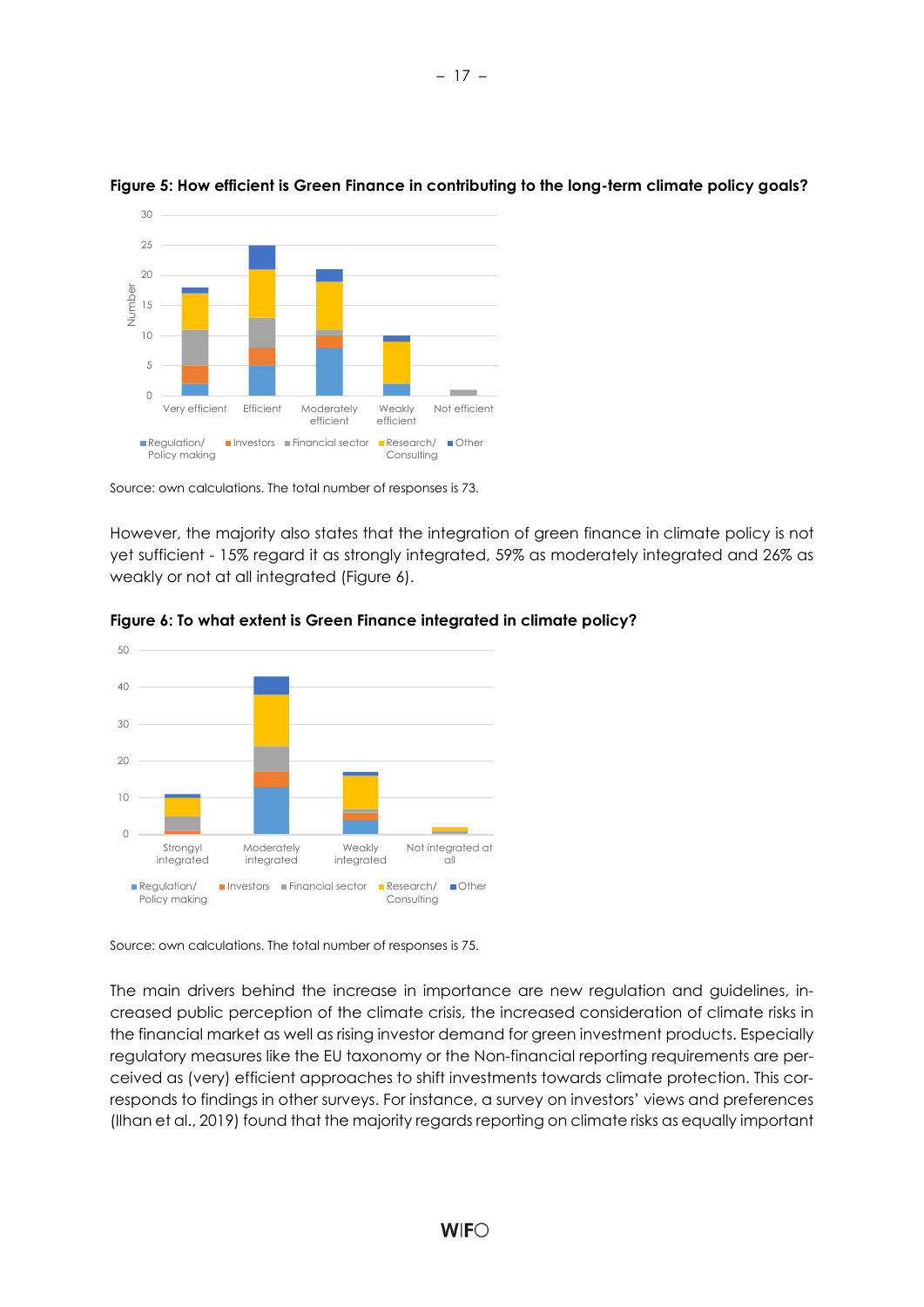**Figure 5: How efficient is Green Finance in contributing to the long-term climate policy goals?**

Source: own calculations. The total number of responses is 73.

However, the majority also states that the integration of green finance in climate policy is not yet sufficient - 15% regard it as strongly integrated, 59% as moderately integrated and 26% as weakly or not at all integrated (Figure 6).

**Figure 6: To what extent is Green Finance integrated in climate policy?**

Source: own calculations. The total number of responses is 75.

The main drivers behind the increase in importance are new regulation and guidelines, increased public perception of the climate crisis, the increased consideration of climate risks in the financial market as well as rising investor demand for green investment products. Especially regulatory measures like the EU taxonomy or the Non-financial reporting requirements are perceived as (very) efficient approaches to shift investments towards climate protection. This corresponds to findings in other surveys. For instance, a survey on investors' views and preferences (Ilhan et al., 2019) found that the majority regards reporting on climate risks as equally important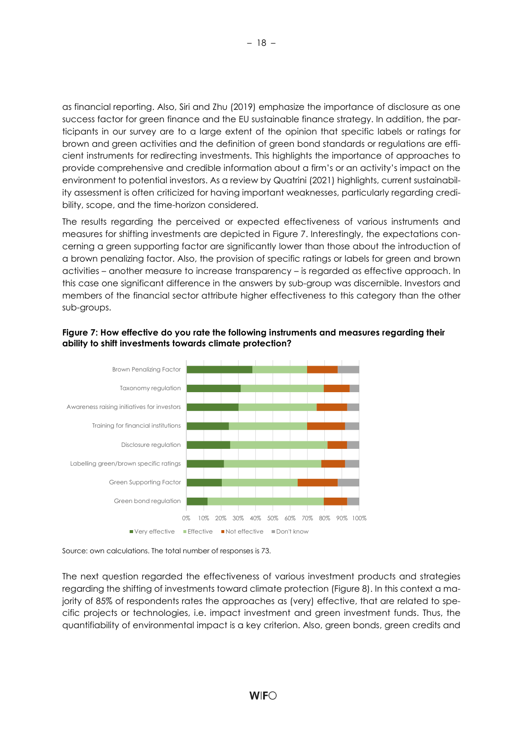as financial reporting. Also, Siri and Zhu (2019) emphasize the importance of disclosure as one success factor for green finance and the EU sustainable finance strategy. In addition, the participants in our survey are to a large extent of the opinion that specific labels or ratings for brown and green activities and the definition of green bond standards or regulations are efficient instruments for redirecting investments. This highlights the importance of approaches to provide comprehensive and credible information about a firm's or an activity's impact on the environment to potential investors. As a review by Quatrini (2021) highlights, current sustainability assessment is often criticized for having important weaknesses, particularly regarding credibility, scope, and the time-horizon considered.

The results regarding the perceived or expected effectiveness of various instruments and measures for shifting investments are depicted in Figure 7. Interestingly, the expectations concerning a green supporting factor are significantly lower than those about the introduction of a brown penalizing factor. Also, the provision of specific ratings or labels for green and brown activities – another measure to increase transparency – is regarded as effective approach. In this case one significant difference in the answers by sub-group was discernible. Investors and members of the financial sector attribute higher effectiveness to this category than the other sub-groups.

**Figure 7: How effective do you rate the following instruments and measures regarding their ability to shift investments towards climate protection?**

Source: own calculations. The total number of responses is 73.

The next question regarded the effectiveness of various investment products and strategies regarding the shifting of investments toward climate protection (Figure 8). In this context a majority of 85% of respondents rates the approaches as (very) effective, that are related to specific projects or technologies, i.e. impact investment and green investment funds. Thus, the quantifiability of environmental impact is a key criterion. Also, green bonds, green credits and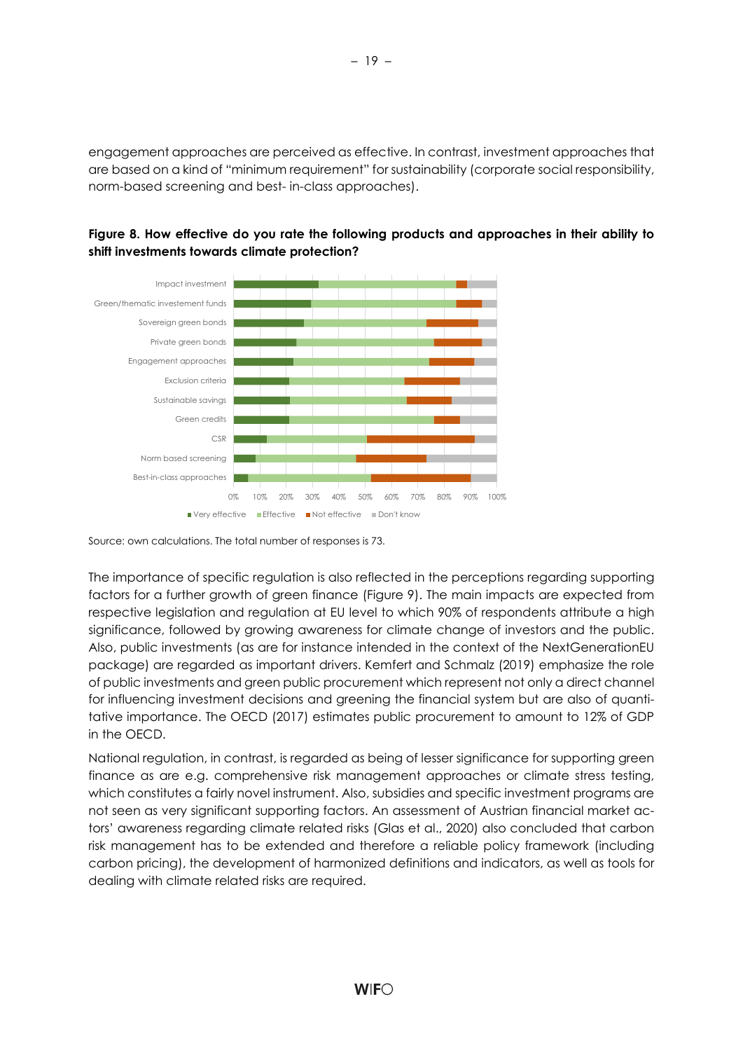engagement approaches are perceived as effective. In contrast, investment approaches that are based on a kind of "minimum requirement" for sustainability (corporate social responsibility, norm-based screening and best- in-class approaches).

**Figure 8. How effective do you rate the following products and approaches in their ability to shift investments towards climate protection?**

Source: own calculations. The total number of responses is 73.

The importance of specific regulation is also reflected in the perceptions regarding supporting factors for a further growth of green finance (Figure 9). The main impacts are expected from respective legislation and regulation at EU level to which 90% of respondents attribute a high significance, followed by growing awareness for climate change of investors and the public. Also, public investments (as are for instance intended in the context of the NextGenerationEU package) are regarded as important drivers. Kemfert and Schmalz (2019) emphasize the role of public investments and green public procurement which represent not only a direct channel for influencing investment decisions and greening the financial system but are also of quantitative importance. The OECD (2017) estimates public procurement to amount to 12% of GDP in the OECD.

National regulation, in contrast, is regarded as being of lesser significance for supporting green finance as are e.g. comprehensive risk management approaches or climate stress testing, which constitutes a fairly novel instrument. Also, subsidies and specific investment programs are not seen as very significant supporting factors. An assessment of Austrian financial market actors' awareness regarding climate related risks (Glas et al., 2020) also concluded that carbon risk management has to be extended and therefore a reliable policy framework (including carbon pricing), the development of harmonized definitions and indicators, as well as tools for dealing with climate related risks are required.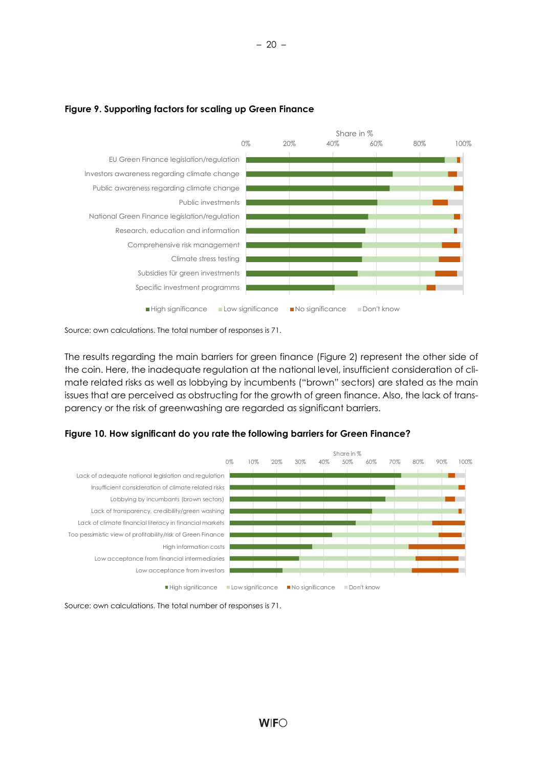**Figure 9. Supporting factors for scaling up Green Finance**

Source: own calculations. The total number of responses is 71.

The results regarding the main barriers for green finance (Figure 2) represent the other side of the coin. Here, the inadequate regulation at the national level, insufficient consideration of climate related risks as well as lobbying by incumbents ("brown" sectors) are stated as the main issues that are perceived as obstructing for the growth of green finance. Also, the lack of transparency or the risk of greenwashing are regarded as significant barriers.

**Figure 10. How significant do you rate the following barriers for Green Finance?**

Source: own calculations. The total number of responses is 71.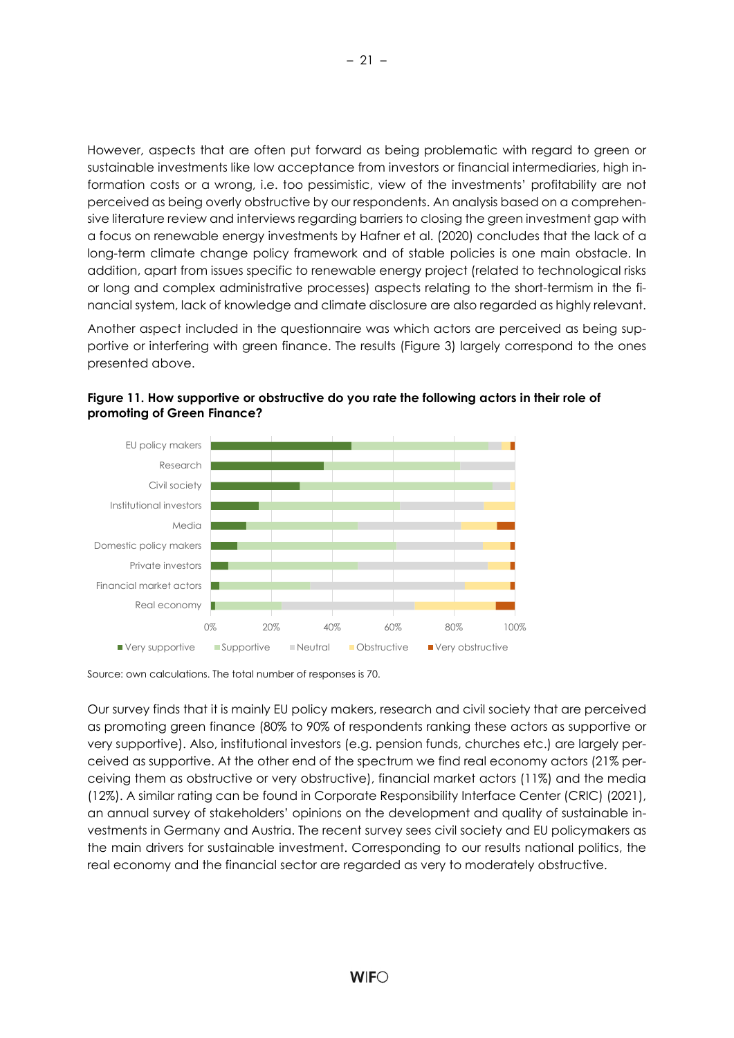However, aspects that are often put forward as being problematic with regard to green or sustainable investments like low acceptance from investors or financial intermediaries, high information costs or a wrong, i.e. too pessimistic, view of the investments' profitability are not perceived as being overly obstructive by our respondents. An analysis based on a comprehensive literature review and interviews regarding barriers to closing the green investment gap with a focus on renewable energy investments by Hafner et al. (2020) concludes that the lack of a long-term climate change policy framework and of stable policies is one main obstacle. In addition, apart from issues specific to renewable energy project (related to technological risks or long and complex administrative processes) aspects relating to the short-termism in the financial system, lack of knowledge and climate disclosure are also regarded as highly relevant.

Another aspect included in the questionnaire was which actors are perceived as being supportive or interfering with green finance. The results (Figure 3) largely correspond to the ones presented above.

**Figure 11. How supportive or obstructive do you rate the following actors in their role of promoting of Green Finance?**

Source: own calculations. The total number of responses is 70.

Our survey finds that it is mainly EU policy makers, research and civil society that are perceived as promoting green finance (80% to 90% of respondents ranking these actors as supportive or very supportive). Also, institutional investors (e.g. pension funds, churches etc.) are largely perceived as supportive. At the other end of the spectrum we find real economy actors (21% perceiving them as obstructive or very obstructive), financial market actors (11%) and the media (12%). A similar rating can be found in Corporate Responsibility Interface Center (CRIC) (2021), an annual survey of stakeholders' opinions on the development and quality of sustainable investments in Germany and Austria. The recent survey sees civil society and EU policymakers as the main drivers for sustainable investment. Corresponding to our results national politics, the real economy and the financial sector are regarded as very to moderately obstructive.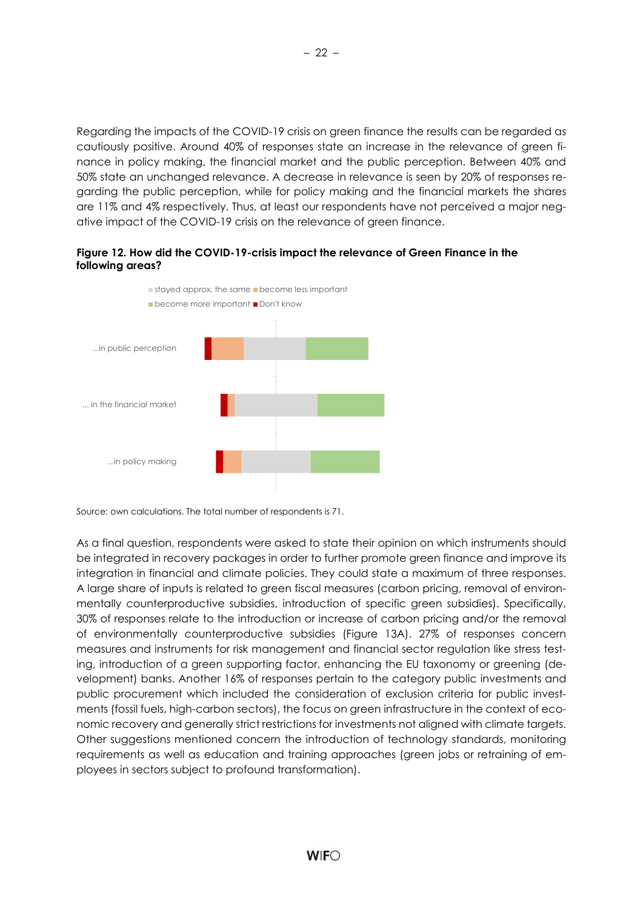Regarding the impacts of the COVID-19 crisis on green finance the results can be regarded as cautiously positive. Around 40% of responses state an increase in the relevance of green finance in policy making, the financial market and the public perception. Between 40% and 50% state an unchanged relevance. A decrease in relevance is seen by 20% of responses regarding the public perception, while for policy making and the financial markets the shares are 11% and 4% respectively. Thus, at least our respondents have not perceived a major negative impact of the COVID-19 crisis on the relevance of green finance.

**Figure 12. How did the COVID-19-crisis impact the relevance of Green Finance in the following areas?**

Source: own calculations. The total number of respondents is 71.

As a final question, respondents were asked to state their opinion on which instruments should be integrated in recovery packages in order to further promote green finance and improve its integration in financial and climate policies. They could state a maximum of three responses. A large share of inputs is related to green fiscal measures (carbon pricing, removal of environmentally counterproductive subsidies, introduction of specific green subsidies). Specifically, 30% of responses relate to the introduction or increase of carbon pricing and/or the removal of environmentally counterproductive subsidies (Figure 13A). 27% of responses concern measures and instruments for risk management and financial sector regulation like stress testing, introduction of a green supporting factor, enhancing the EU taxonomy or greening (development) banks. Another 16% of responses pertain to the category public investments and public procurement which included the consideration of exclusion criteria for public investments (fossil fuels, high-carbon sectors), the focus on green infrastructure in the context of economic recovery and generally strict restrictions for investments not aligned with climate targets. Other suggestions mentioned concern the introduction of technology standards, monitoring requirements as well as education and training approaches (green jobs or retraining of employees in sectors subject to profound transformation).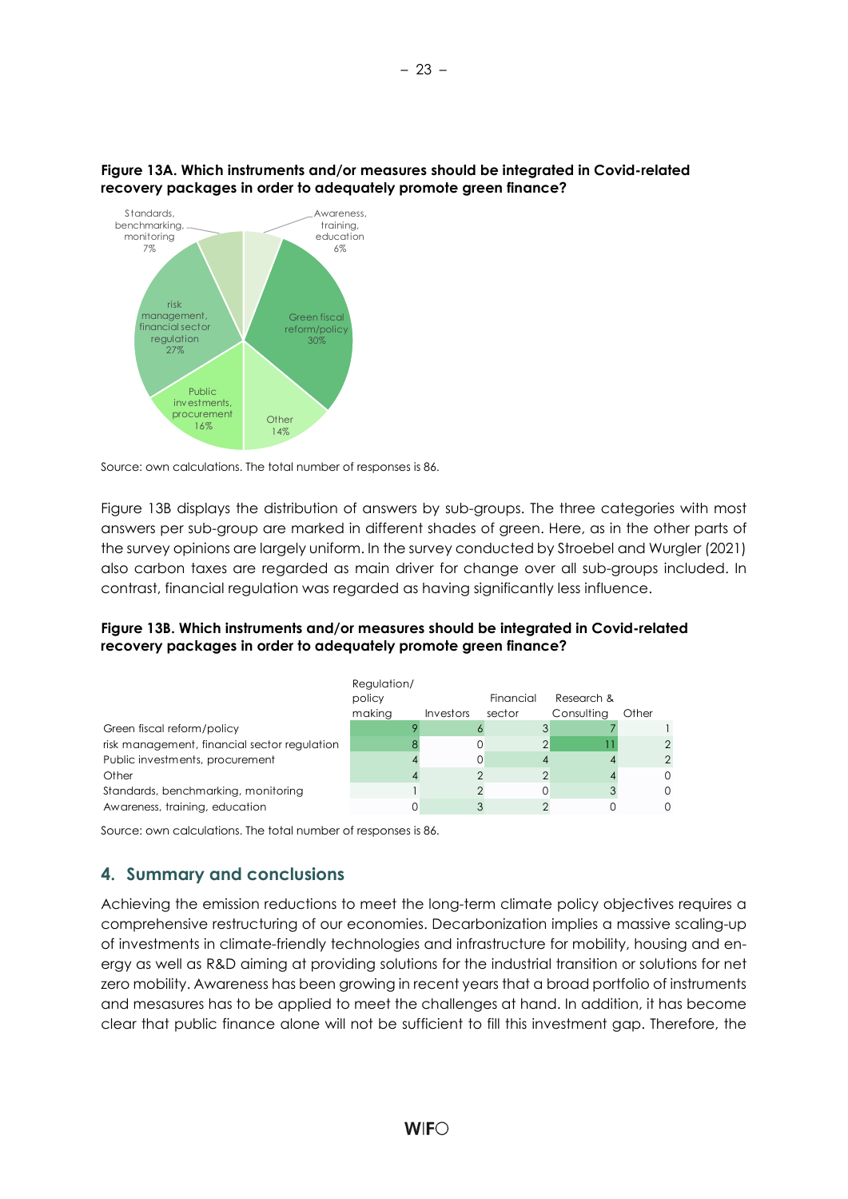**Figure 13A. Which instruments and/or measures should be integrated in Covid-related recovery packages in order to adequately promote green finance?**

Source: own calculations. The total number of responses is 86.

Figure 13B displays the distribution of answers by sub-groups. The three categories with most answers per sub-group are marked in different shades of green. Here, as in the other parts of the survey opinions are largely uniform. In the survey conducted by Stroebel and Wurgler (2021) also carbon taxes are regarded as main driver for change over all sub-groups included. In contrast, financial regulation was regarded as having significantly less influence.

**Figure 13B. Which instruments and/or measures should be integrated in Covid-related recovery packages in order to adequately promote green finance?**

| | Regulation/ policy making | Investors | Financial sector | Research & Consulting | Other |
|---|---|---|---|---|---|
| Green fiscal reform/policy | 9 | 6 | 3 | 7 | 1 |
| risk management, financial sector regulation | 8 | 0 | 2 | 11 | 2 |
| Public investments, procurement | 4 | 0 | 4 | 4 | 2 |
| Other | 4 | 2 | 2 | 4 | 0 |
| Standards, benchmarking, monitoring | 1 | 2 | 0 | 3 | 0 |
| Awareness, training, education | 0 | 3 | 2 | 0 | 0 |

Source: own calculations. The total number of responses is 86.

## 4. Summary and conclusions

Achieving the emission reductions to meet the long-term climate policy objectives requires a comprehensive restructuring of our economies. Decarbonization implies a massive scaling-up of investments in climate-friendly technologies and infrastructure for mobility, housing and energy as well as R&D aiming at providing solutions for the industrial transition or solutions for net zero mobility. Awareness has been growing in recent years that a broad portfolio of instruments and mesasures has to be applied to meet the challenges at hand. In addition, it has become clear that public finance alone will not be sufficient to fill this investment gap. Therefore, the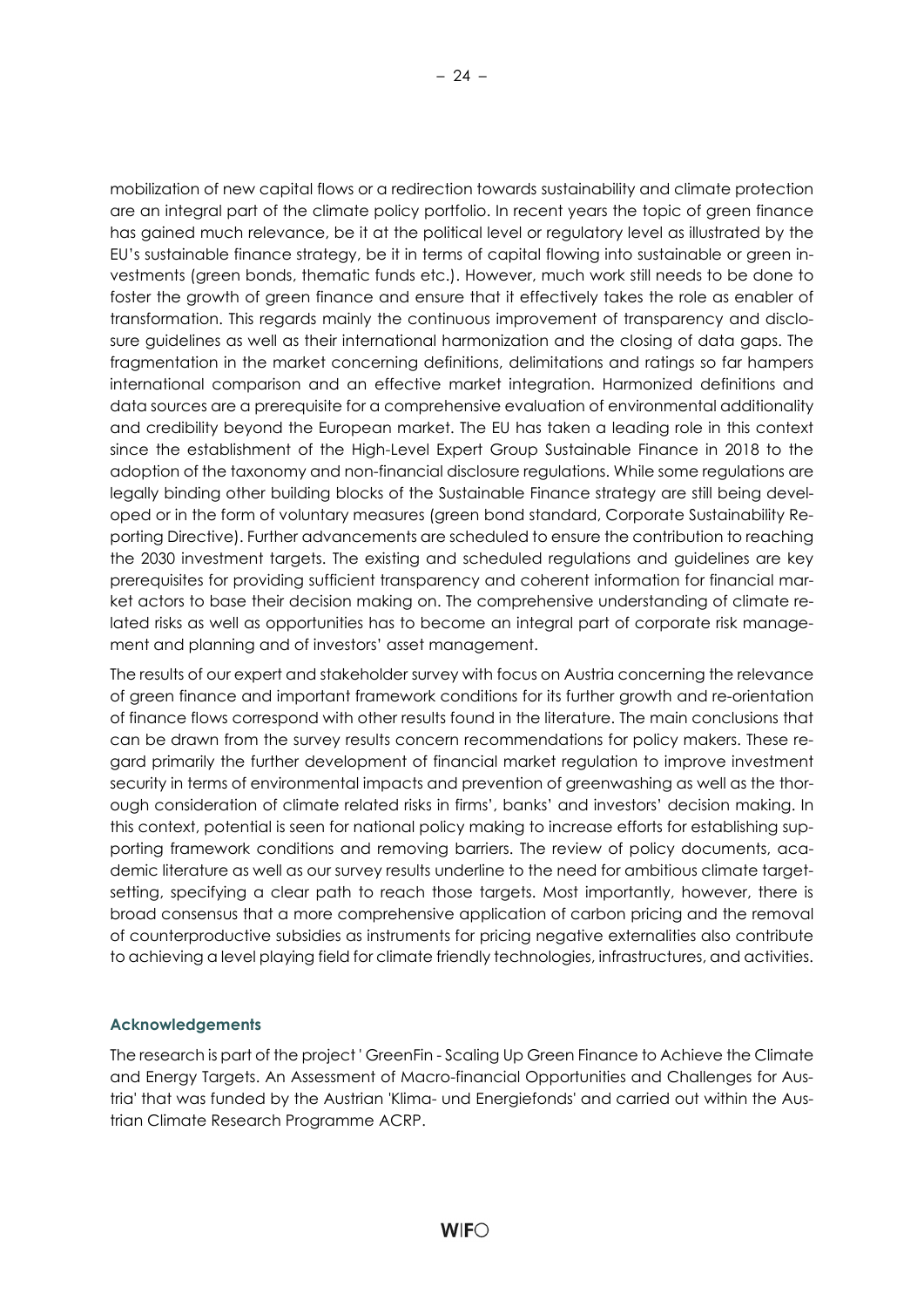mobilization of new capital flows or a redirection towards sustainability and climate protection are an integral part of the climate policy portfolio. In recent years the topic of green finance has gained much relevance, be it at the political level or regulatory level as illustrated by the EU's sustainable finance strategy, be it in terms of capital flowing into sustainable or green investments (green bonds, thematic funds etc.). However, much work still needs to be done to foster the growth of green finance and ensure that it effectively takes the role as enabler of transformation. This regards mainly the continuous improvement of transparency and disclosure guidelines as well as their international harmonization and the closing of data gaps. The fragmentation in the market concerning definitions, delimitations and ratings so far hampers international comparison and an effective market integration. Harmonized definitions and data sources are a prerequisite for a comprehensive evaluation of environmental additionality and credibility beyond the European market. The EU has taken a leading role in this context since the establishment of the High-Level Expert Group Sustainable Finance in 2018 to the adoption of the taxonomy and non-financial disclosure regulations. While some regulations are legally binding other building blocks of the Sustainable Finance strategy are still being developed or in the form of voluntary measures (green bond standard, Corporate Sustainability Reporting Directive). Further advancements are scheduled to ensure the contribution to reaching the 2030 investment targets. The existing and scheduled regulations and guidelines are key prerequisites for providing sufficient transparency and coherent information for financial market actors to base their decision making on. The comprehensive understanding of climate related risks as well as opportunities has to become an integral part of corporate risk management and planning and of investors' asset management.

The results of our expert and stakeholder survey with focus on Austria concerning the relevance of green finance and important framework conditions for its further growth and re-orientation of finance flows correspond with other results found in the literature. The main conclusions that can be drawn from the survey results concern recommendations for policy makers. These regard primarily the further development of financial market regulation to improve investment security in terms of environmental impacts and prevention of greenwashing as well as the thorough consideration of climate related risks in firms', banks' and investors' decision making. In this context, potential is seen for national policy making to increase efforts for establishing supporting framework conditions and removing barriers. The review of policy documents, academic literature as well as our survey results underline to the need for ambitious climate target-setting, specifying a clear path to reach those targets. Most importantly, however, there is broad consensus that a more comprehensive application of carbon pricing and the removal of counterproductive subsidies as instruments for pricing negative externalities also contribute to achieving a level playing field for climate friendly technologies, infrastructures, and activities.

#### Acknowledgements

The research is part of the project ' GreenFin - Scaling Up Green Finance to Achieve the Climate and Energy Targets. An Assessment of Macro-financial Opportunities and Challenges for Austria' that was funded by the Austrian 'Klima- und Energiefonds' and carried out within the Austrian Climate Research Programme ACRP.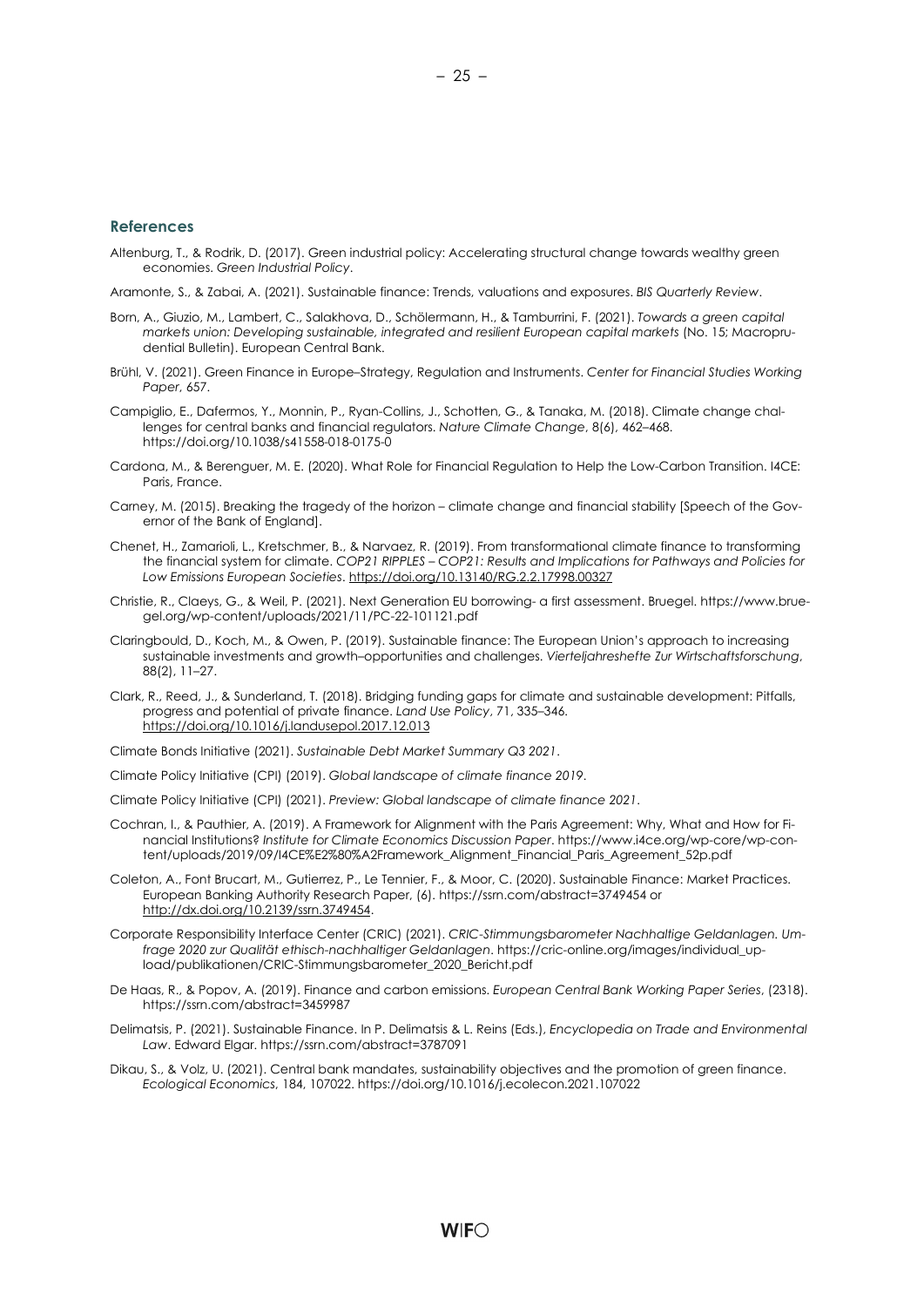## References

Altenburg, T., & Rodrik, D. (2017). Green industrial policy: Accelerating structural change towards wealthy green economies. *Green Industrial Policy*.

Aramonte, S., & Zabai, A. (2021). Sustainable finance: Trends, valuations and exposures. *BIS Quarterly Review*.

Born, A., Giuzio, M., Lambert, C., Salakhova, D., Schölermann, H., & Tamburrini, F. (2021). *Towards a green capital markets union: Developing sustainable, integrated and resilient European capital markets* (No. 15; Macroprudential Bulletin). European Central Bank.

Brühl, V. (2021). Green Finance in Europe–Strategy, Regulation and Instruments. *Center for Financial Studies Working Paper*, 657.

Campiglio, E., Dafermos, Y., Monnin, P., Ryan-Collins, J., Schotten, G., & Tanaka, M. (2018). Climate change challenges for central banks and financial regulators. *Nature Climate Change*, 8(6), 462–468. https://doi.org/10.1038/s41558-018-0175-0

Cardona, M., & Berenguer, M. E. (2020). What Role for Financial Regulation to Help the Low-Carbon Transition. I4CE: Paris, France.

Carney, M. (2015). Breaking the tragedy of the horizon – climate change and financial stability [Speech of the Governor of the Bank of England].

Chenet, H., Zamarioli, L., Kretschmer, B., & Narvaez, R. (2019). From transformational climate finance to transforming the financial system for climate. *COP21 RIPPLES – COP21: Results and Implications for Pathways and Policies for Low Emissions European Societies*. https://doi.org/10.13140/RG.2.2.17998.00327

Christie, R., Claeys, G., & Weil, P. (2021). Next Generation EU borrowing- a first assessment. Bruegel. https://www.bruegel.org/wp-content/uploads/2021/11/PC-22-101121.pdf

Claringbould, D., Koch, M., & Owen, P. (2019). Sustainable finance: The European Union's approach to increasing sustainable investments and growth–opportunities and challenges. *Vierteljahreshefte Zur Wirtschaftsforschung*, 88(2), 11–27.

Clark, R., Reed, J., & Sunderland, T. (2018). Bridging funding gaps for climate and sustainable development: Pitfalls, progress and potential of private finance. *Land Use Policy*, 71, 335–346. https://doi.org/10.1016/j.landusepol.2017.12.013

Climate Bonds Initiative (2021). *Sustainable Debt Market Summary Q3 2021*.

Climate Policy Initiative (CPI) (2019). *Global landscape of climate finance 2019*.

Climate Policy Initiative (CPI) (2021). *Preview: Global landscape of climate finance 2021*.

Cochran, I., & Pauthier, A. (2019). A Framework for Alignment with the Paris Agreement: Why, What and How for Financial Institutions? *Institute for Climate Economics Discussion Paper*. https://www.i4ce.org/wp-core/wp-content/uploads/2019/09/I4CE%E2%80%A2Framework_Alignment_Financial_Paris_Agreement_52p.pdf

Coleton, A., Font Brucart, M., Gutierrez, P., Le Tennier, F., & Moor, C. (2020). Sustainable Finance: Market Practices. European Banking Authority Research Paper, (6). https://ssrn.com/abstract=3749454 or http://dx.doi.org/10.2139/ssrn.3749454.

Corporate Responsibility Interface Center (CRIC) (2021). *CRIC-Stimmungsbarometer Nachhaltige Geldanlagen. Umfrage 2020 zur Qualität ethisch-nachhaltiger Geldanlagen*. https://cric-online.org/images/individual_upload/publikationen/CRIC-Stimmungsbarometer_2020_Bericht.pdf

De Haas, R., & Popov, A. (2019). Finance and carbon emissions. *European Central Bank Working Paper Series*, (2318). https://ssrn.com/abstract=3459987

Delimatsis, P. (2021). Sustainable Finance. In P. Delimatsis & L. Reins (Eds.), *Encyclopedia on Trade and Environmental Law*. Edward Elgar. https://ssrn.com/abstract=3787091

Dikau, S., & Volz, U. (2021). Central bank mandates, sustainability objectives and the promotion of green finance. *Ecological Economics*, 184, 107022. https://doi.org/10.1016/j.ecolecon.2021.107022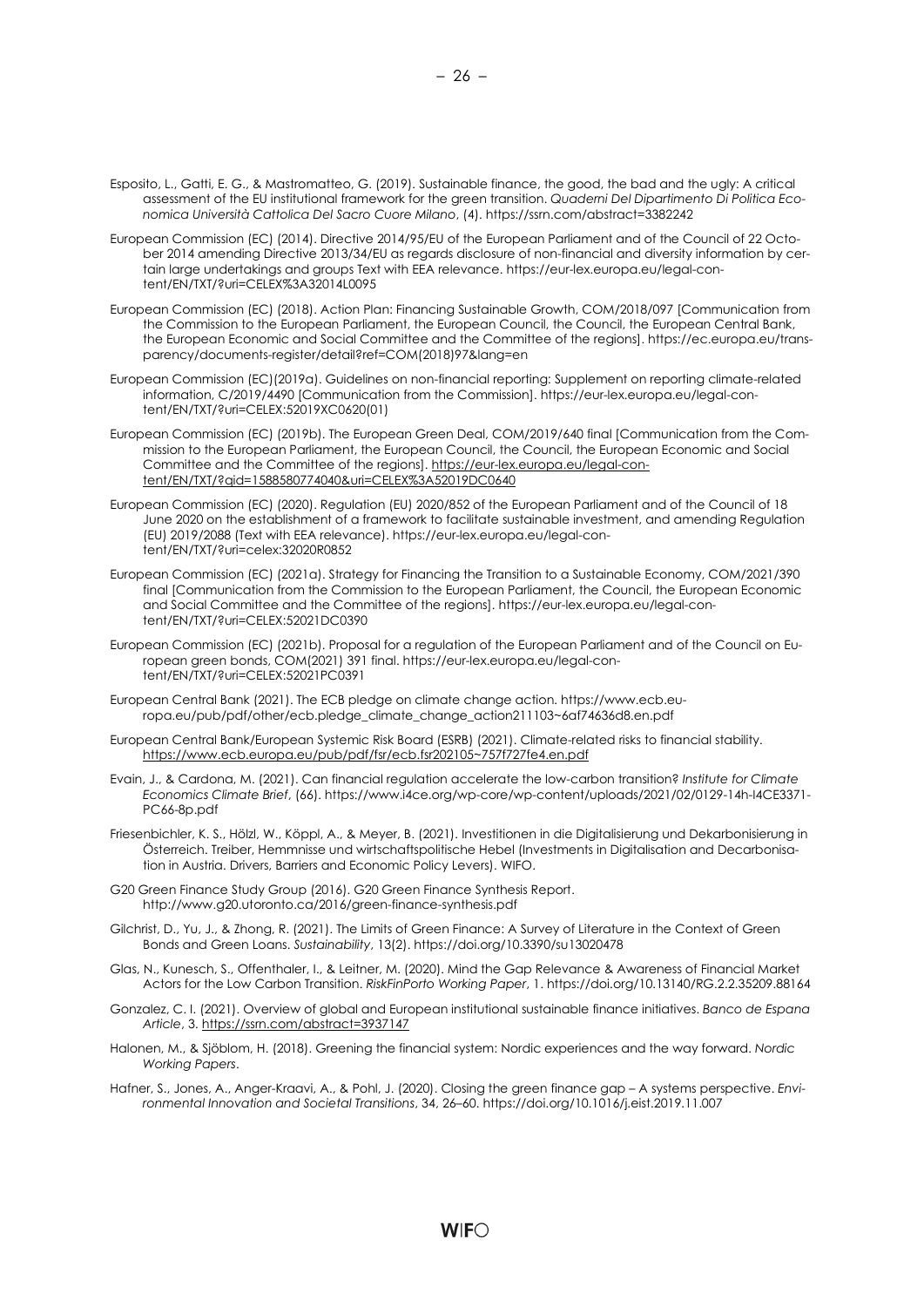Esposito, L., Gatti, E. G., & Mastromatteo, G. (2019). Sustainable finance, the good, the bad and the ugly: A critical assessment of the EU institutional framework for the green transition. *Quaderni Del Dipartimento Di Politica Economica Università Cattolica Del Sacro Cuore Milano*, (4). https://ssrn.com/abstract=3382242

European Commission (EC) (2014). Directive 2014/95/EU of the European Parliament and of the Council of 22 October 2014 amending Directive 2013/34/EU as regards disclosure of non-financial and diversity information by certain large undertakings and groups Text with EEA relevance. https://eur-lex.europa.eu/legal-content/EN/TXT/?uri=CELEX%3A32014L0095

European Commission (EC) (2018). Action Plan: Financing Sustainable Growth, COM/2018/097 [Communication from the Commission to the European Parliament, the European Council, the Council, the European Central Bank, the European Economic and Social Committee and the Committee of the regions]. https://ec.europa.eu/transparency/documents-register/detail?ref=COM(2018)97&lang=en

European Commission (EC)(2019a). Guidelines on non-financial reporting: Supplement on reporting climate-related information, C/2019/4490 [Communication from the Commission]. https://eur-lex.europa.eu/legal-content/EN/TXT/?uri=CELEX:52019XC0620(01)

European Commission (EC) (2019b). The European Green Deal, COM/2019/640 final [Communication from the Commission to the European Parliament, the European Council, the Council, the European Economic and Social Committee and the Committee of the regions]. https://eur-lex.europa.eu/legal-content/EN/TXT/?qid=1588580774040&uri=CELEX%3A52019DC0640

European Commission (EC) (2020). Regulation (EU) 2020/852 of the European Parliament and of the Council of 18 June 2020 on the establishment of a framework to facilitate sustainable investment, and amending Regulation (EU) 2019/2088 (Text with EEA relevance). https://eur-lex.europa.eu/legal-content/EN/TXT/?uri=celex:32020R0852

European Commission (EC) (2021a). Strategy for Financing the Transition to a Sustainable Economy, COM/2021/390 final [Communication from the Commission to the European Parliament, the Council, the European Economic and Social Committee and the Committee of the regions]. https://eur-lex.europa.eu/legal-content/EN/TXT/?uri=CELEX:52021DC0390

European Commission (EC) (2021b). Proposal for a regulation of the European Parliament and of the Council on European green bonds, COM(2021) 391 final. https://eur-lex.europa.eu/legal-content/EN/TXT/?uri=CELEX:52021PC0391

European Central Bank (2021). The ECB pledge on climate change action. https://www.ecb.europa.eu/pub/pdf/other/ecb.pledge_climate_change_action211103~6af74636d8.en.pdf

European Central Bank/European Systemic Risk Board (ESRB) (2021). Climate-related risks to financial stability. https://www.ecb.europa.eu/pub/pdf/fsr/ecb.fsr202105~757f727fe4.en.pdf

Evain, J., & Cardona, M. (2021). Can financial regulation accelerate the low-carbon transition? *Institute for Climate Economics Climate Brief*, (66). https://www.i4ce.org/wp-core/wp-content/uploads/2021/02/0129-14h-I4CE3371-PC66-8p.pdf

Friesenbichler, K. S., Hölzl, W., Köppl, A., & Meyer, B. (2021). Investitionen in die Digitalisierung und Dekarbonisierung in Österreich. Treiber, Hemmnisse und wirtschaftspolitische Hebel (Investments in Digitalisation and Decarbonisation in Austria. Drivers, Barriers and Economic Policy Levers). WIFO.

G20 Green Finance Study Group (2016). G20 Green Finance Synthesis Report. http://www.g20.utoronto.ca/2016/green-finance-synthesis.pdf

Gilchrist, D., Yu, J., & Zhong, R. (2021). The Limits of Green Finance: A Survey of Literature in the Context of Green Bonds and Green Loans. *Sustainability*, 13(2). https://doi.org/10.3390/su13020478

Glas, N., Kunesch, S., Offenthaler, I., & Leitner, M. (2020). Mind the Gap Relevance & Awareness of Financial Market Actors for the Low Carbon Transition. *RiskFinPorto Working Paper*, 1. https://doi.org/10.13140/RG.2.2.35209.88164

Gonzalez, C. I. (2021). Overview of global and European institutional sustainable finance initiatives. *Banco de Espana Article*, 3. https://ssrn.com/abstract=3937147

Halonen, M., & Sjöblom, H. (2018). Greening the financial system: Nordic experiences and the way forward. *Nordic Working Papers*.

Hafner, S., Jones, A., Anger-Kraavi, A., & Pohl, J. (2020). Closing the green finance gap – A systems perspective. *Environmental Innovation and Societal Transitions*, 34, 26–60. https://doi.org/10.1016/j.eist.2019.11.007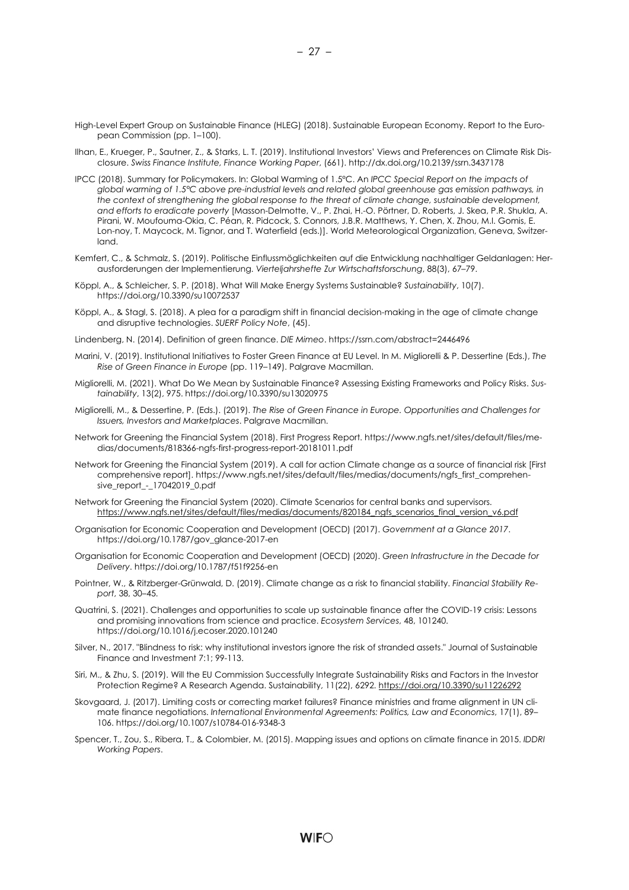High-Level Expert Group on Sustainable Finance (HLEG) (2018). Sustainable European Economy. Report to the European Commission (pp. 1–100).

Ilhan, E., Krueger, P., Sautner, Z., & Starks, L. T. (2019). Institutional Investors' Views and Preferences on Climate Risk Disclosure. *Swiss Finance Institute, Finance Working Paper*, (661). http://dx.doi.org/10.2139/ssrn.3437178

IPCC (2018). Summary for Policymakers. In: Global Warming of 1.5°C. An *IPCC Special Report on the impacts of global warming of 1.5°C above pre-industrial levels and related global greenhouse gas emission pathways, in the context of strengthening the global response to the threat of climate change, sustainable development, and efforts to eradicate poverty* [Masson-Delmotte, V., P. Zhai, H.-O. Pörtner, D. Roberts, J. Skea, P.R. Shukla, A. Pirani, W. Moufouma-Okia, C. Péan, R. Pidcock, S. Connors, J.B.R. Matthews, Y. Chen, X. Zhou, M.I. Gomis, E. Lon-noy, T. Maycock, M. Tignor, and T. Waterfield (eds.)]. World Meteorological Organization, Geneva, Switzerland.

Kemfert, C., & Schmalz, S. (2019). Politische Einflussmöglichkeiten auf die Entwicklung nachhaltiger Geldanlagen: Herausforderungen der Implementierung. *Vierteljahrshefte Zur Wirtschaftsforschung*, 88(3), 67–79.

Köppl, A., & Schleicher, S. P. (2018). What Will Make Energy Systems Sustainable? *Sustainability*, 10(7). https://doi.org/10.3390/su10072537

Köppl, A., & Stagl, S. (2018). A plea for a paradigm shift in financial decision-making in the age of climate change and disruptive technologies. *SUERF Policy Note*, (45).

Lindenberg, N. (2014). Definition of green finance. *DIE Mimeo*. https://ssrn.com/abstract=2446496

Marini, V. (2019). Institutional Initiatives to Foster Green Finance at EU Level. In M. Migliorelli & P. Dessertine (Eds.), *The Rise of Green Finance in Europe* (pp. 119–149). Palgrave Macmillan.

Migliorelli, M. (2021). What Do We Mean by Sustainable Finance? Assessing Existing Frameworks and Policy Risks. *Sustainability*, 13(2), 975. https://doi.org/10.3390/su13020975

Migliorelli, M., & Dessertine, P. (Eds.). (2019). *The Rise of Green Finance in Europe. Opportunities and Challenges for Issuers, Investors and Marketplaces*. Palgrave Macmillan.

Network for Greening the Financial System (2018). First Progress Report. https://www.ngfs.net/sites/default/files/medias/documents/818366-ngfs-first-progress-report-20181011.pdf

Network for Greening the Financial System (2019). A call for action Climate change as a source of financial risk [First comprehensive report]. https://www.ngfs.net/sites/default/files/medias/documents/ngfs_first_comprehensive_report_-_17042019_0.pdf

Network for Greening the Financial System (2020). Climate Scenarios for central banks and supervisors. https://www.ngfs.net/sites/default/files/medias/documents/820184_ngfs_scenarios_final_version_v6.pdf

Organisation for Economic Cooperation and Development (OECD) (2017). *Government at a Glance 2017*. https://doi.org/10.1787/gov_glance-2017-en

Organisation for Economic Cooperation and Development (OECD) (2020). *Green Infrastructure in the Decade for Delivery*. https://doi.org/10.1787/f51f9256-en

Pointner, W., & Ritzberger-Grünwald, D. (2019). Climate change as a risk to financial stability. *Financial Stability Report*, 38, 30–45.

Quatrini, S. (2021). Challenges and opportunities to scale up sustainable finance after the COVID-19 crisis: Lessons and promising innovations from science and practice. *Ecosystem Services*, 48, 101240. https://doi.org/10.1016/j.ecoser.2020.101240

Silver, N., 2017. "Blindness to risk: why institutional investors ignore the risk of stranded assets." Journal of Sustainable Finance and Investment 7:1; 99-113.

Siri, M., & Zhu, S. (2019). Will the EU Commission Successfully Integrate Sustainability Risks and Factors in the Investor Protection Regime? A Research Agenda. Sustainability, 11(22), 6292. https://doi.org/10.3390/su11226292

Skovgaard, J. (2017). Limiting costs or correcting market failures? Finance ministries and frame alignment in UN climate finance negotiations. *International Environmental Agreements: Politics, Law and Economics*, 17(1), 89–106. https://doi.org/10.1007/s10784-016-9348-3

Spencer, T., Zou, S., Ribera, T., & Colombier, M. (2015). Mapping issues and options on climate finance in 2015. *IDDRI Working Papers*.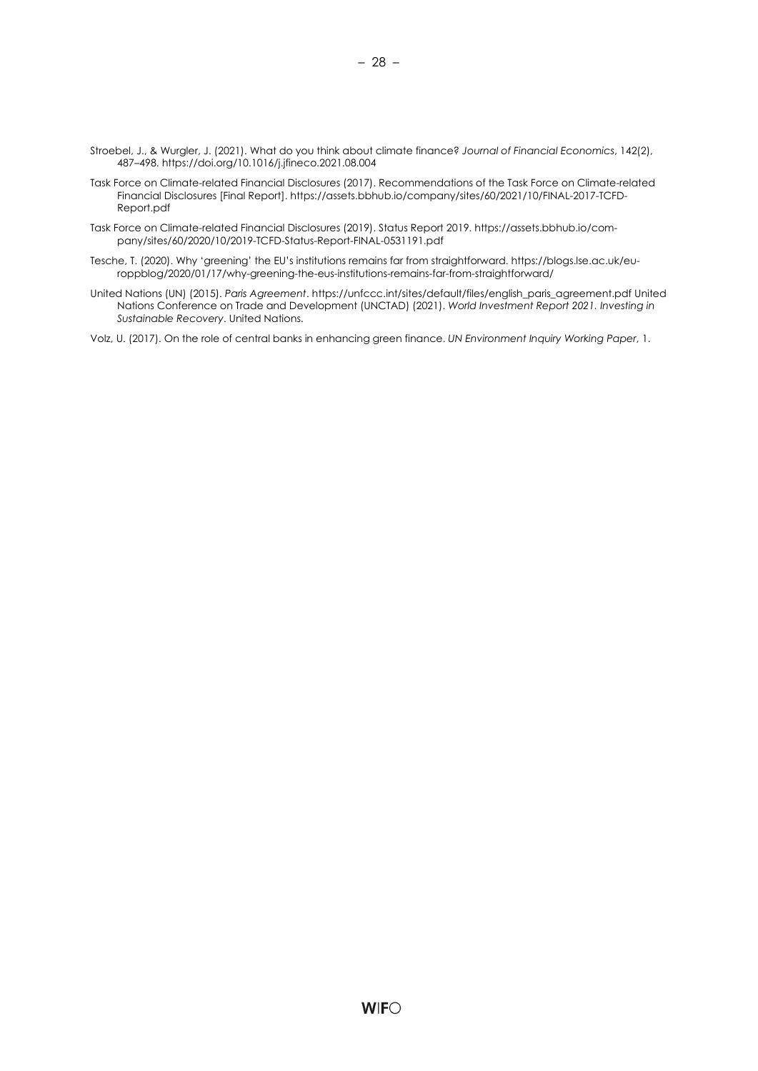Stroebel, J., & Wurgler, J. (2021). What do you think about climate finance? *Journal of Financial Economics*, 142(2), 487–498. https://doi.org/10.1016/j.jfineco.2021.08.004

Task Force on Climate-related Financial Disclosures (2017). Recommendations of the Task Force on Climate-related Financial Disclosures [Final Report]. https://assets.bbhub.io/company/sites/60/2021/10/FINAL-2017-TCFD-Report.pdf

Task Force on Climate-related Financial Disclosures (2019). Status Report 2019. https://assets.bbhub.io/company/sites/60/2020/10/2019-TCFD-Status-Report-FINAL-0531191.pdf

Tesche, T. (2020). Why 'greening' the EU's institutions remains far from straightforward. https://blogs.lse.ac.uk/europpblog/2020/01/17/why-greening-the-eus-institutions-remains-far-from-straightforward/

United Nations (UN) (2015). *Paris Agreement*. https://unfccc.int/sites/default/files/english_paris_agreement.pdf United Nations Conference on Trade and Development (UNCTAD) (2021). *World Investment Report 2021. Investing in Sustainable Recovery*. United Nations.

Volz, U. (2017). On the role of central banks in enhancing green finance. *UN Environment Inquiry Working Paper*, 1.